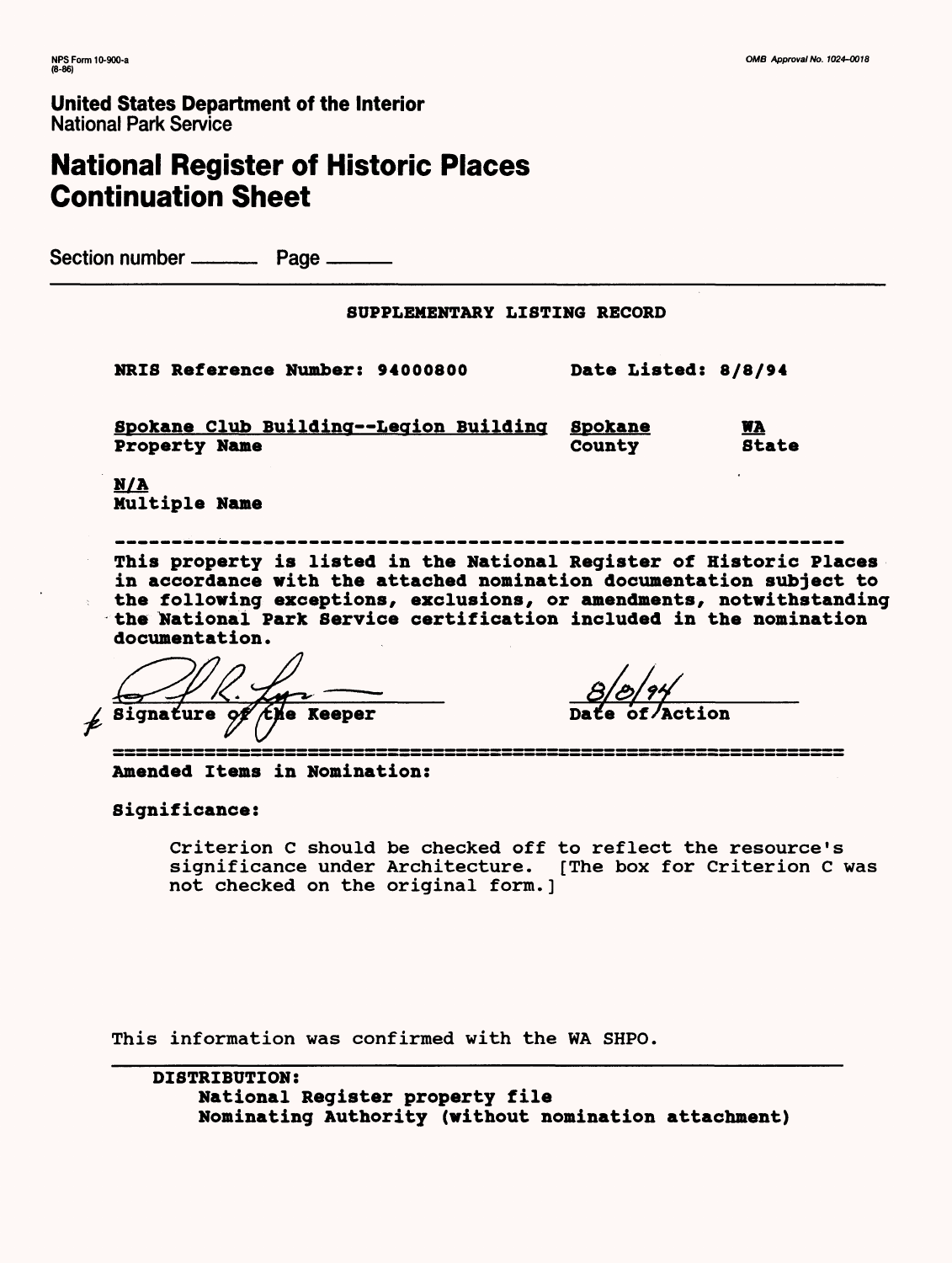NPS Form 10-900-a
(8-86)

OMB Approval No. 1024-0018

**United States Department of the Interior**
National Park Service

# National Register of Historic Places Continuation Sheet

Section number ______ Page ______

**SUPPLEMENTARY LISTING RECORD**

**NRIS Reference Number: 94000800** **Date Listed: 8/8/94**

| Spokane Club Building--Legion Building | Spokane | WA |
|---|---|---|
| **Property Name** | **County** | **State** |

**N/A**
**Multiple Name**

---

**This property is listed in the National Register of Historic Places in accordance with the attached nomination documentation subject to the following exceptions, exclusions, or amendments, notwithstanding the National Park Service certification included in the nomination documentation.**

**Signature of the Keeper** **8/8/94** **Date of Action**

---

**Amended Items in Nomination:**

**Significance:**

Criterion C should be checked off to reflect the resource's significance under Architecture. [The box for Criterion C was not checked on the original form.]

This information was confirmed with the WA SHPO.

---

**DISTRIBUTION:**
**National Register property file**
**Nominating Authority (without nomination attachment)**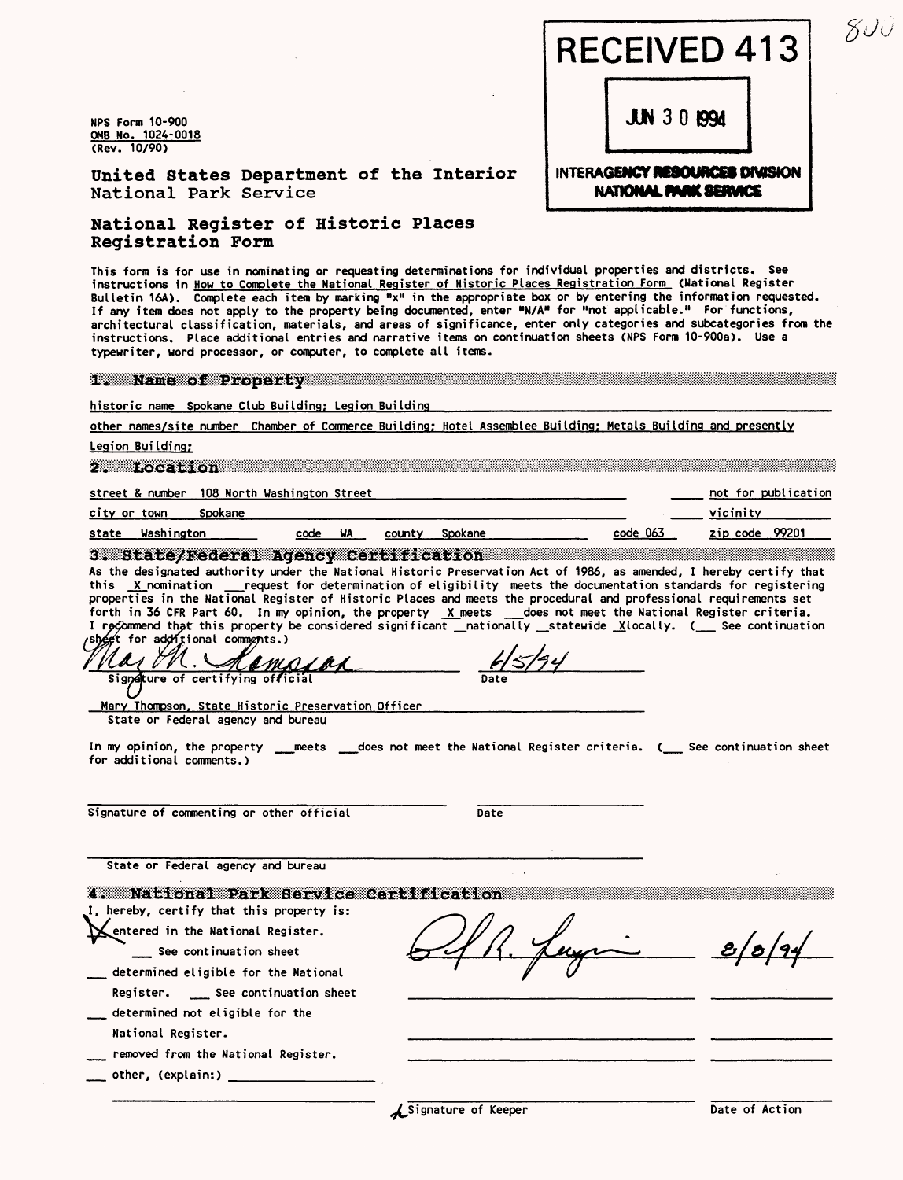NPS Form 10-900
OMB No. 1024-0018
(Rev. 10/90)

RECEIVED 413

JUN 30 1994

INTERAGENCY RESOURCES DIVISION
NATIONAL PARK SERVICE

800

**United States Department of the Interior**
National Park Service

## National Register of Historic Places Registration Form

This form is for use in nominating or requesting determinations for individual properties and districts. See instructions in How to Complete the National Register of Historic Places Registration Form (National Register Bulletin 16A). Complete each item by marking "x" in the appropriate box or by entering the information requested. If any item does not apply to the property being documented, enter "N/A" for "not applicable." For functions, architectural classification, materials, and areas of significance, enter only categories and subcategories from the instructions. Place additional entries and narrative items on continuation sheets (NPS Form 10-900a). Use a typewriter, word processor, or computer, to complete all items.

## 1. Name of Property

historic name Spokane Club Building; Legion Building

other names/site number Chamber of Commerce Building; Hotel Assemblee Building; Metals Building and presently Legion Building;

## 2. Location

street & number 108 North Washington Street ____ not for publication

city or town Spokane ____ vicinity

state Washington code WA county Spokane code 063 zip code 99201

## 3. State/Federal Agency Certification

As the designated authority under the National Historic Preservation Act of 1986, as amended, I hereby certify that this X nomination ___ request for determination of eligibility meets the documentation standards for registering properties in the National Register of Historic Places and meets the procedural and professional requirements set forth in 36 CFR Part 60. In my opinion, the property X meets ___ does not meet the National Register criteria. I recommend that this property be considered significant __ nationally __ statewide X locally. (___ See continuation sheet for additional comments.)

Mary M. Thompson 6/5/94
Signature of certifying official Date

Mary Thompson, State Historic Preservation Officer
State or Federal agency and bureau

In my opinion, the property ___ meets ___ does not meet the National Register criteria. (___ See continuation sheet for additional comments.)

Signature of commenting or other official Date

State or Federal agency and bureau

## 4. National Park Service Certification

I, hereby, certify that this property is:

X entered in the National Register.
___ See continuation sheet

___ determined eligible for the National Register. ___ See continuation sheet

___ determined not eligible for the National Register.

___ removed from the National Register.

___ other, (explain:) ____________

[Signature] 8/8/94

Signature of Keeper Date of Action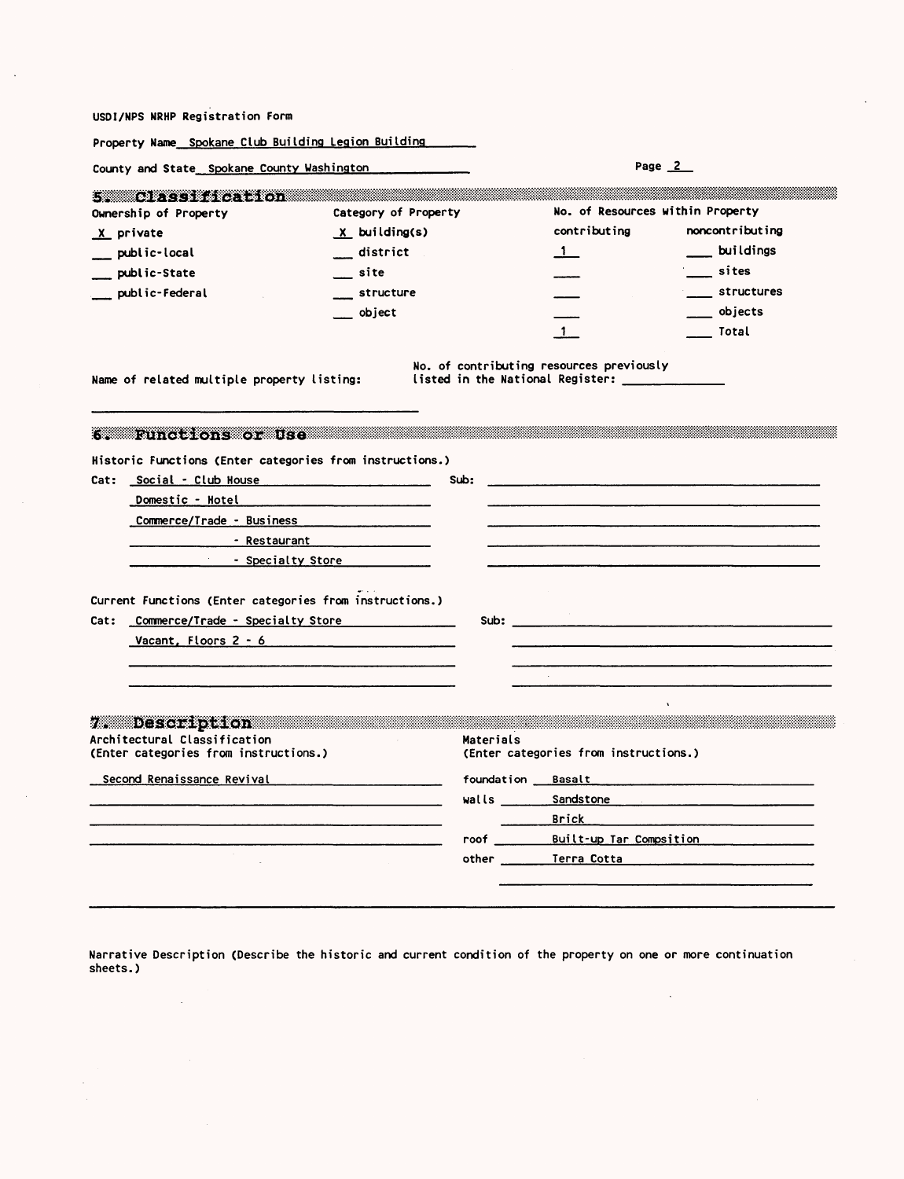USDI/NPS NRHP Registration Form

Property Name Spokane Club Building Legion Building

County and State Spokane County Washington

## 5. Classification

| Ownership of Property | Category of Property | No. of Resources within Property | |
|---|---|---|---|
| | | contributing | noncontributing |
| X private | X building(s) | 1 | ___ buildings |
| ___ public-local | ___ district | ___ | ___ sites |
| ___ public-State | ___ site | ___ | ___ structures |
| ___ public-Federal | ___ structure | ___ | ___ objects |
| | ___ object | 1 | ___ Total |

Name of related multiple property listing:

No. of contributing resources previously listed in the National Register: ______

## 6. Functions or Use

Historic Functions (Enter categories from instructions.)

Cat: Social - Club House
Domestic - Hotel
Commerce/Trade - Business
- Restaurant
- Specialty Store

Sub:

Current Functions (Enter categories from instructions.)

Cat: Commerce/Trade - Specialty Store
Vacant, Floors 2 - 6

Sub:

## 7. Description

Architectural Classification
(Enter categories from instructions.)

Second Renaissance Revival

Materials
(Enter categories from instructions.)

foundation Basalt
walls Sandstone
Brick
roof Built-up Tar Compsition
other Terra Cotta

Narrative Description (Describe the historic and current condition of the property on one or more continuation sheets.)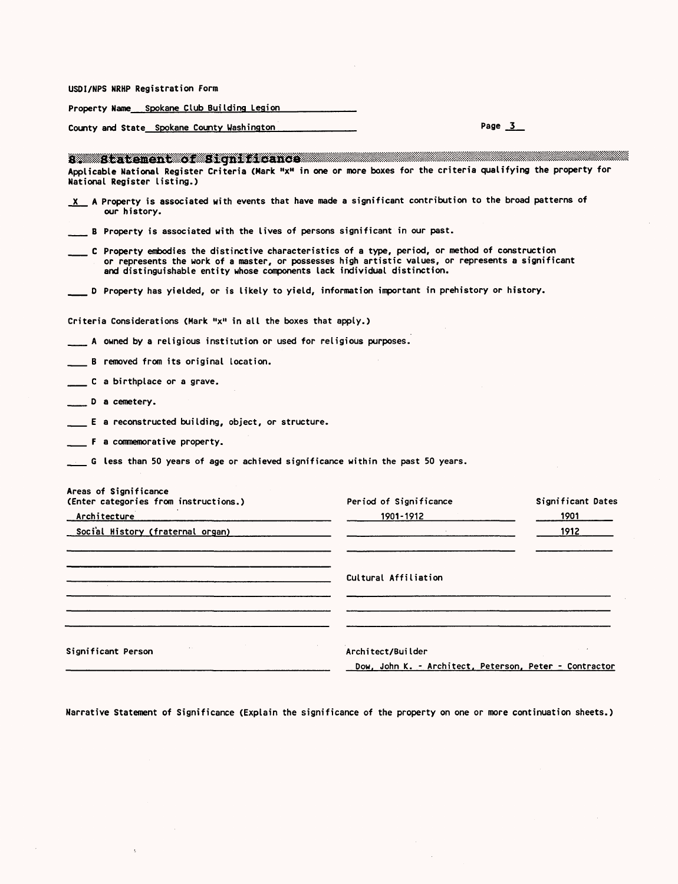USDI/NPS NRHP Registration Form

Property Name Spokane Club Building Legion

County and State Spokane County Washington

## 8. Statement of Significance

Applicable National Register Criteria (Mark "x" in one or more boxes for the criteria qualifying the property for National Register listing.)

_X_ A Property is associated with events that have made a significant contribution to the broad patterns of our history.

___ B Property is associated with the lives of persons significant in our past.

___ C Property embodies the distinctive characteristics of a type, period, or method of construction or represents the work of a master, or possesses high artistic values, or represents a significant and distinguishable entity whose components lack individual distinction.

___ D Property has yielded, or is likely to yield, information important in prehistory or history.

Criteria Considerations (Mark "x" in all the boxes that apply.)

___ A owned by a religious institution or used for religious purposes.

___ B removed from its original location.

___ C a birthplace or a grave.

___ D a cemetery.

___ E a reconstructed building, object, or structure.

___ F a commemorative property.

___ G less than 50 years of age or achieved significance within the past 50 years.

| Areas of Significance (Enter categories from instructions.) | Period of Significance | Significant Dates |
|---|---|---|
| Architecture | 1901-1912 | 1901 |
| Social History (fraternal organ) | | 1912 |

Cultural Affiliation

Significant Person

Architect/Builder

Dow, John K. - Architect, Peterson, Peter - Contractor

Narrative Statement of Significance (Explain the significance of the property on one or more continuation sheets.)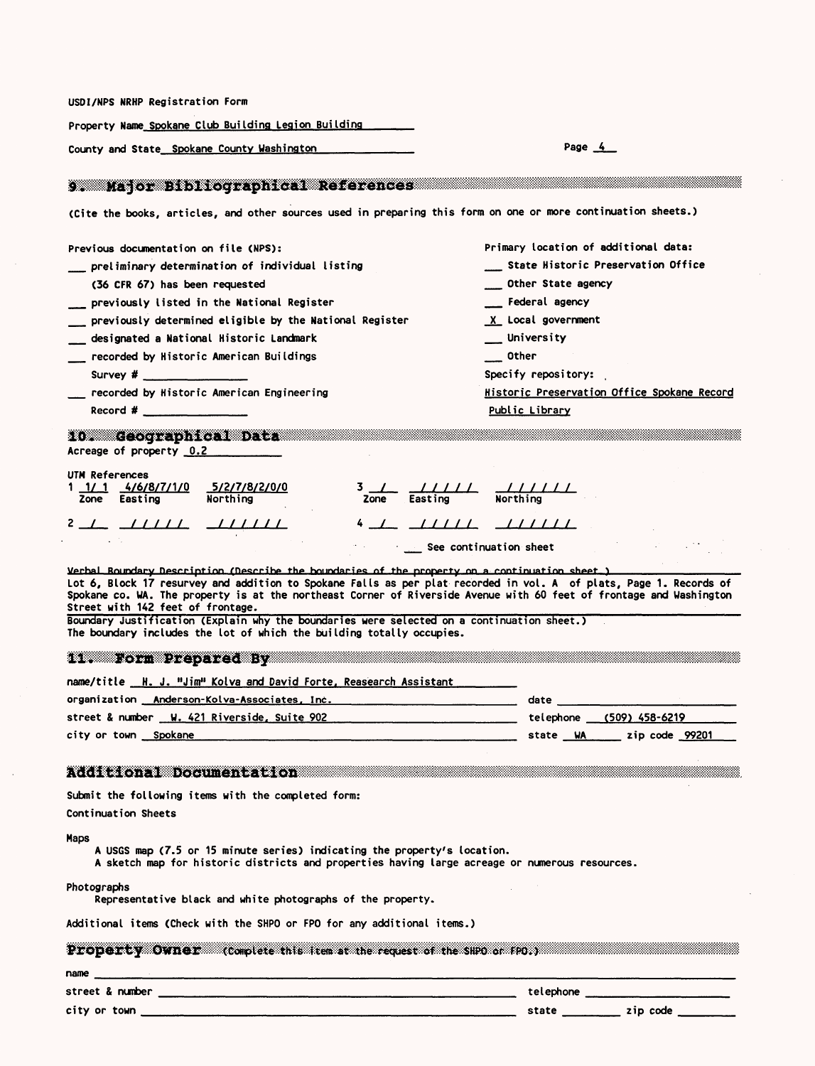USDI/NPS NRHP Registration Form

Property Name Spokane Club Building Legion Building

County and State Spokane County Washington

## 9. Major Bibliographical References

(Cite the books, articles, and other sources used in preparing this form on one or more continuation sheets.)

Previous documentation on file (NPS):

- ___ preliminary determination of individual listing (36 CFR 67) has been requested
- ___ previously listed in the National Register
- ___ previously determined eligible by the National Register
- ___ designated a National Historic Landmark
- ___ recorded by Historic American Buildings Survey # ________
- ___ recorded by Historic American Engineering Record # ________

Primary location of additional data:

- ___ State Historic Preservation Office
- ___ Other State agency
- ___ Federal agency
- X Local government
- ___ University
- ___ Other

Specify repository: Historic Preservation Office Spokane Record Public Library

## 10. Geographical Data

Acreage of property 0.2

UTM References

| | Zone | Easting | Northing |
|---|---|---|---|
| 1 | 1/1 | 4/6/8/7/1/0 | 5/2/7/8/2/0/0 |
| 2 | / | / / / / / | / / / / / / |
| 3 | / | / / / / / | / / / / / / |
| 4 | / | / / / / / | / / / / / / |

___ See continuation sheet

Verbal Boundary Description (Describe the boundaries of the property on a continuation sheet.)
Lot 6, Block 17 resurvey and addition to Spokane Falls as per plat recorded in vol. A of plats, Page 1. Records of Spokane co. WA. The property is at the northeast Corner of Riverside Avenue with 60 feet of frontage and Washington Street with 142 feet of frontage.

Boundary Justification (Explain why the boundaries were selected on a continuation sheet.)
The boundary includes the lot of which the building totally occupies.

## 11. Form Prepared By

name/title H. J. "Jim" Kolva and David Forte, Reasearch Assistant

organization Anderson-Kolva-Associates, Inc. date ________

street & number W. 421 Riverside, Suite 902 telephone (509) 458-6219

city or town Spokane state WA zip code 99201

## Additional Documentation

Submit the following items with the completed form:

Continuation Sheets

Maps

A USGS map (7.5 or 15 minute series) indicating the property's location.
A sketch map for historic districts and properties having large acreage or numerous resources.

Photographs

Representative black and white photographs of the property.

Additional items (Check with the SHPO or FPO for any additional items.)

## Property Owner (Complete this item at the request of the SHPO or FPO.)

name ________

street & number ________ telephone ________

city or town ________ state ________ zip code ________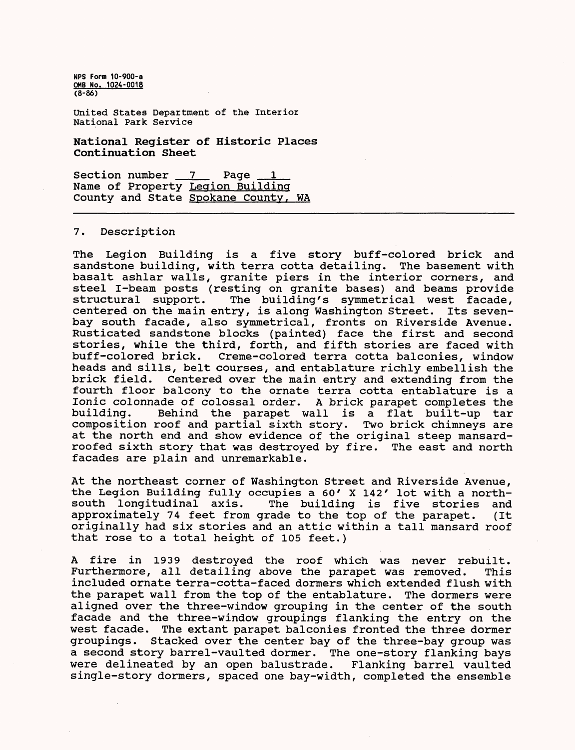NPS Form 10-900-a
OMB No. 1024-0018
(8-86)

United States Department of the Interior
National Park Service

**National Register of Historic Places Continuation Sheet**

Section number 7 Page 1
Name of Property Legion Building
County and State Spokane County, WA

## 7. Description

The Legion Building is a five story buff-colored brick and sandstone building, with terra cotta detailing. The basement with basalt ashlar walls, granite piers in the interior corners, and steel I-beam posts (resting on granite bases) and beams provide structural support. The building's symmetrical west facade, centered on the main entry, is along Washington Street. Its seven-bay south facade, also symmetrical, fronts on Riverside Avenue. Rusticated sandstone blocks (painted) face the first and second stories, while the third, forth, and fifth stories are faced with buff-colored brick. Creme-colored terra cotta balconies, window heads and sills, belt courses, and entablature richly embellish the brick field. Centered over the main entry and extending from the fourth floor balcony to the ornate terra cotta entablature is a Ionic colonnade of colossal order. A brick parapet completes the building. Behind the parapet wall is a flat built-up tar composition roof and partial sixth story. Two brick chimneys are at the north end and show evidence of the original steep mansard-roofed sixth story that was destroyed by fire. The east and north facades are plain and unremarkable.

At the northeast corner of Washington Street and Riverside Avenue, the Legion Building fully occupies a 60' X 142' lot with a north-south longitudinal axis. The building is five stories and approximately 74 feet from grade to the top of the parapet. (It originally had six stories and an attic within a tall mansard roof that rose to a total height of 105 feet.)

A fire in 1939 destroyed the roof which was never rebuilt. Furthermore, all detailing above the parapet was removed. This included ornate terra-cotta-faced dormers which extended flush with the parapet wall from the top of the entablature. The dormers were aligned over the three-window grouping in the center of the south facade and the three-window groupings flanking the entry on the west facade. The extant parapet balconies fronted the three dormer groupings. Stacked over the center bay of the three-bay group was a second story barrel-vaulted dormer. The one-story flanking bays were delineated by an open balustrade. Flanking barrel vaulted single-story dormers, spaced one bay-width, completed the ensemble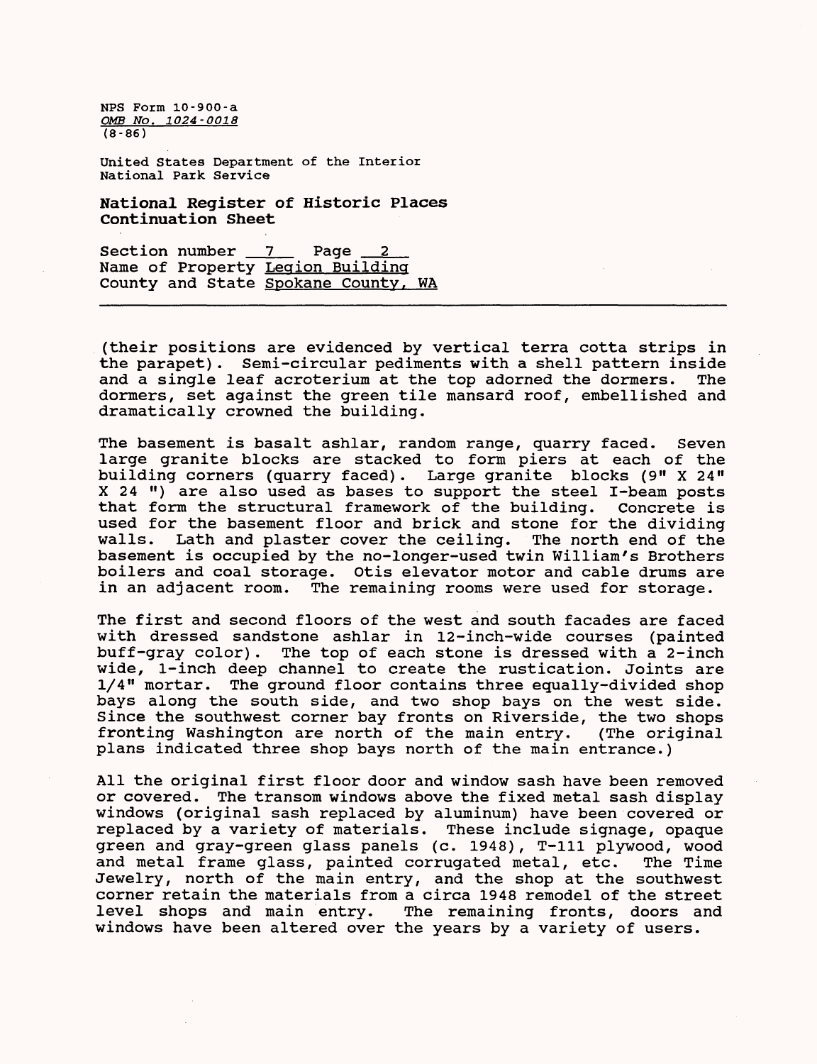NPS Form 10-900-a
*OMB No. 1024-0018*
(8-86)

United States Department of the Interior
National Park Service

**National Register of Historic Places Continuation Sheet**

Section number 7 Page 2
Name of Property Legion Building
County and State Spokane County, WA

---

(their positions are evidenced by vertical terra cotta strips in the parapet). Semi-circular pediments with a shell pattern inside and a single leaf acroterium at the top adorned the dormers. The dormers, set against the green tile mansard roof, embellished and dramatically crowned the building.

The basement is basalt ashlar, random range, quarry faced. Seven large granite blocks are stacked to form piers at each of the building corners (quarry faced). Large granite blocks (9" X 24" X 24 ") are also used as bases to support the steel I-beam posts that form the structural framework of the building. Concrete is used for the basement floor and brick and stone for the dividing walls. Lath and plaster cover the ceiling. The north end of the basement is occupied by the no-longer-used twin William's Brothers boilers and coal storage. Otis elevator motor and cable drums are in an adjacent room. The remaining rooms were used for storage.

The first and second floors of the west and south facades are faced with dressed sandstone ashlar in 12-inch-wide courses (painted buff-gray color). The top of each stone is dressed with a 2-inch wide, 1-inch deep channel to create the rustication. Joints are 1/4" mortar. The ground floor contains three equally-divided shop bays along the south side, and two shop bays on the west side. Since the southwest corner bay fronts on Riverside, the two shops fronting Washington are north of the main entry. (The original plans indicated three shop bays north of the main entrance.)

All the original first floor door and window sash have been removed or covered. The transom windows above the fixed metal sash display windows (original sash replaced by aluminum) have been covered or replaced by a variety of materials. These include signage, opaque green and gray-green glass panels (c. 1948), T-111 plywood, wood and metal frame glass, painted corrugated metal, etc. The Time Jewelry, north of the main entry, and the shop at the southwest corner retain the materials from a circa 1948 remodel of the street level shops and main entry. The remaining fronts, doors and windows have been altered over the years by a variety of users.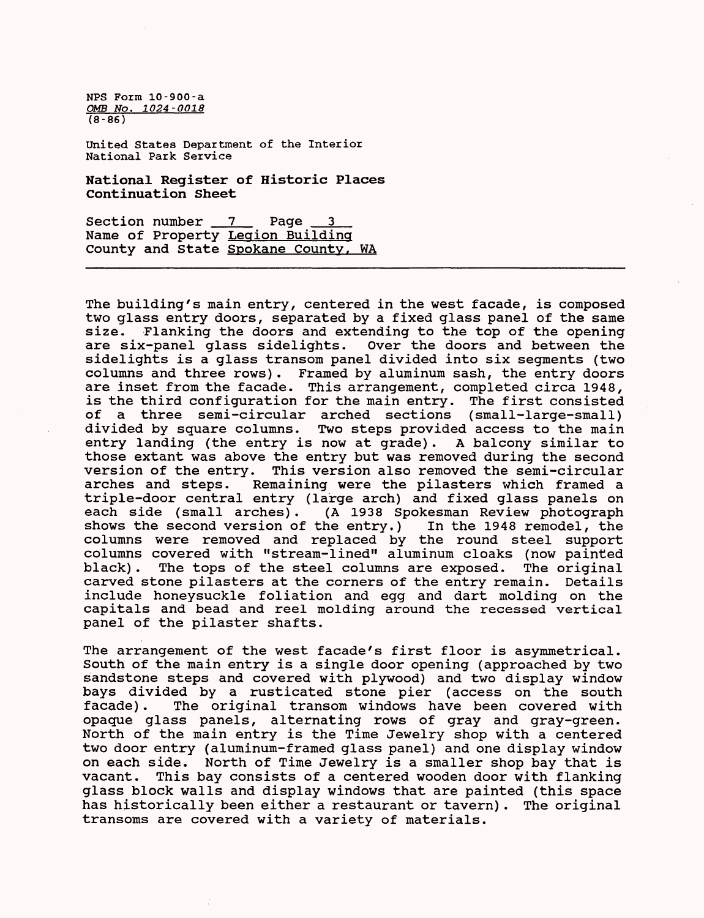NPS Form 10-900-a
*OMB No. 1024-0018*
(8-86)

United States Department of the Interior
National Park Service

**National Register of Historic Places**
**Continuation Sheet**

Section number 7 Page 3
Name of Property Legion Building
County and State Spokane County, WA

---

The building's main entry, centered in the west facade, is composed two glass entry doors, separated by a fixed glass panel of the same size. Flanking the doors and extending to the top of the opening are six-panel glass sidelights. Over the doors and between the sidelights is a glass transom panel divided into six segments (two columns and three rows). Framed by aluminum sash, the entry doors are inset from the facade. This arrangement, completed circa 1948, is the third configuration for the main entry. The first consisted of a three semi-circular arched sections (small-large-small) divided by square columns. Two steps provided access to the main entry landing (the entry is now at grade). A balcony similar to those extant was above the entry but was removed during the second version of the entry. This version also removed the semi-circular arches and steps. Remaining were the pilasters which framed a triple-door central entry (large arch) and fixed glass panels on each side (small arches). (A 1938 Spokesman Review photograph shows the second version of the entry.) In the 1948 remodel, the columns were removed and replaced by the round steel support columns covered with "stream-lined" aluminum cloaks (now painted black). The tops of the steel columns are exposed. The original carved stone pilasters at the corners of the entry remain. Details include honeysuckle foliation and egg and dart molding on the capitals and bead and reel molding around the recessed vertical panel of the pilaster shafts.

The arrangement of the west facade's first floor is asymmetrical. South of the main entry is a single door opening (approached by two sandstone steps and covered with plywood) and two display window bays divided by a rusticated stone pier (access on the south facade). The original transom windows have been covered with opaque glass panels, alternating rows of gray and gray-green. North of the main entry is the Time Jewelry shop with a centered two door entry (aluminum-framed glass panel) and one display window on each side. North of Time Jewelry is a smaller shop bay that is vacant. This bay consists of a centered wooden door with flanking glass block walls and display windows that are painted (this space has historically been either a restaurant or tavern). The original transoms are covered with a variety of materials.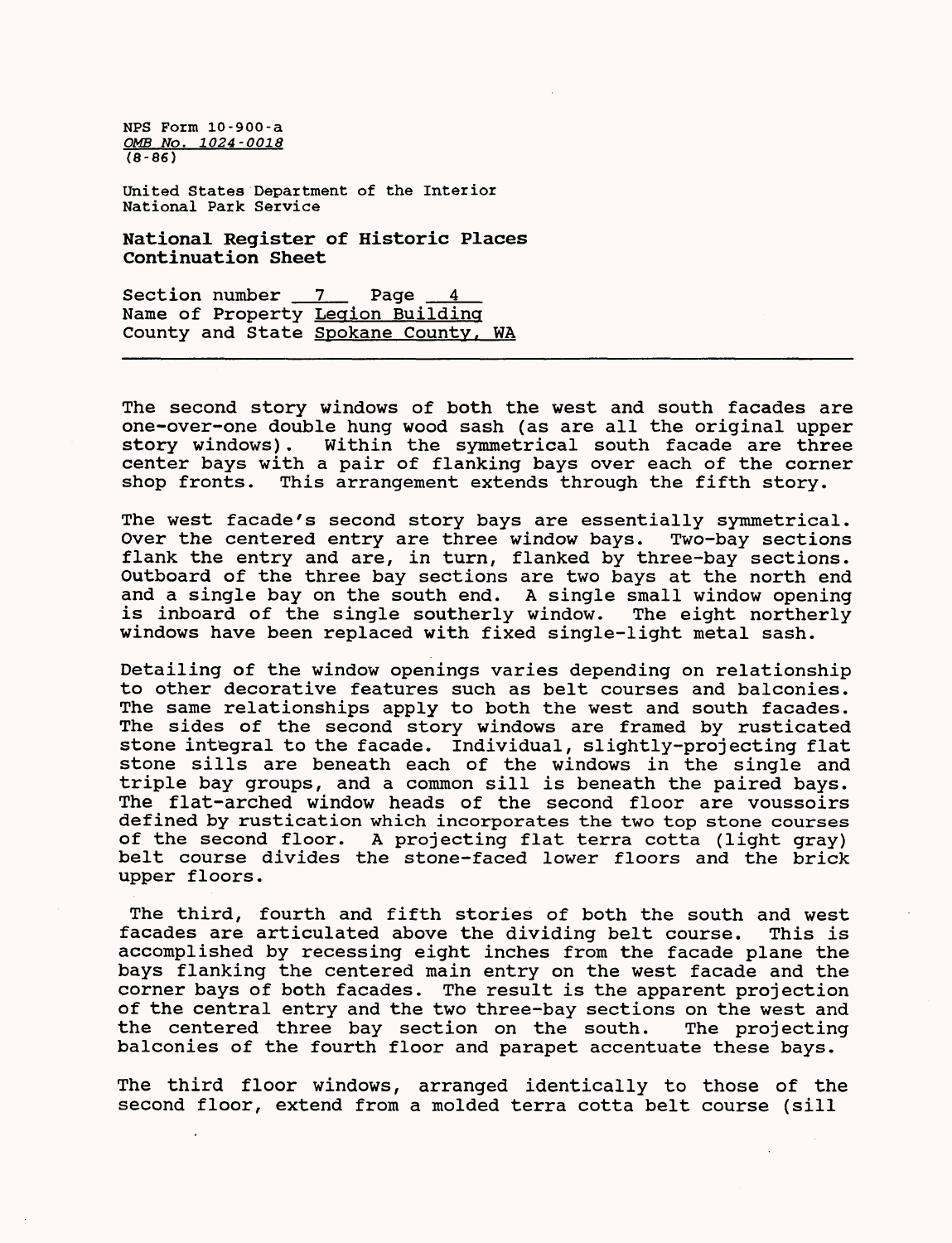NPS Form 10-900-a
OMB No. 1024-0018
(8-86)

United States Department of the Interior
National Park Service

**National Register of Historic Places**
**Continuation Sheet**

Section number 7 Page 4
Name of Property Legion Building
County and State Spokane County, WA

---

The second story windows of both the west and south facades are one-over-one double hung wood sash (as are all the original upper story windows). Within the symmetrical south facade are three center bays with a pair of flanking bays over each of the corner shop fronts. This arrangement extends through the fifth story.

The west facade's second story bays are essentially symmetrical. Over the centered entry are three window bays. Two-bay sections flank the entry and are, in turn, flanked by three-bay sections. Outboard of the three bay sections are two bays at the north end and a single bay on the south end. A single small window opening is inboard of the single southerly window. The eight northerly windows have been replaced with fixed single-light metal sash.

Detailing of the window openings varies depending on relationship to other decorative features such as belt courses and balconies. The same relationships apply to both the west and south facades. The sides of the second story windows are framed by rusticated stone integral to the facade. Individual, slightly-projecting flat stone sills are beneath each of the windows in the single and triple bay groups, and a common sill is beneath the paired bays. The flat-arched window heads of the second floor are voussoirs defined by rustication which incorporates the two top stone courses of the second floor. A projecting flat terra cotta (light gray) belt course divides the stone-faced lower floors and the brick upper floors.

The third, fourth and fifth stories of both the south and west facades are articulated above the dividing belt course. This is accomplished by recessing eight inches from the facade plane the bays flanking the centered main entry on the west facade and the corner bays of both facades. The result is the apparent projection of the central entry and the two three-bay sections on the west and the centered three bay section on the south. The projecting balconies of the fourth floor and parapet accentuate these bays.

The third floor windows, arranged identically to those of the second floor, extend from a molded terra cotta belt course (sill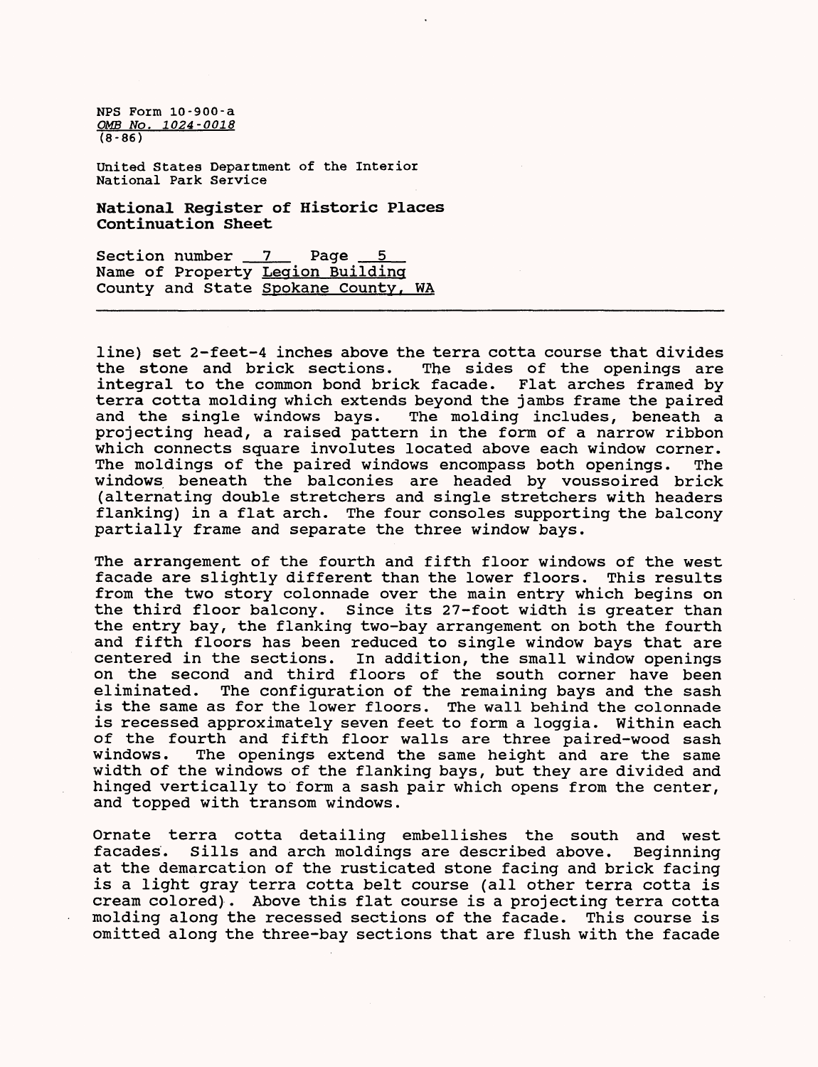line) set 2-feet-4 inches above the terra cotta course that divides the stone and brick sections. The sides of the openings are integral to the common bond brick facade. Flat arches framed by terra cotta molding which extends beyond the jambs frame the paired and the single windows bays. The molding includes, beneath a projecting head, a raised pattern in the form of a narrow ribbon which connects square involutes located above each window corner. The moldings of the paired windows encompass both openings. The windows beneath the balconies are headed by voussoired brick (alternating double stretchers and single stretchers with headers flanking) in a flat arch. The four consoles supporting the balcony partially frame and separate the three window bays.

The arrangement of the fourth and fifth floor windows of the west facade are slightly different than the lower floors. This results from the two story colonnade over the main entry which begins on the third floor balcony. Since its 27-foot width is greater than the entry bay, the flanking two-bay arrangement on both the fourth and fifth floors has been reduced to single window bays that are centered in the sections. In addition, the small window openings on the second and third floors of the south corner have been eliminated. The configuration of the remaining bays and the sash is the same as for the lower floors. The wall behind the colonnade is recessed approximately seven feet to form a loggia. Within each of the fourth and fifth floor walls are three paired-wood sash windows. The openings extend the same height and are the same width of the windows of the flanking bays, but they are divided and hinged vertically to form a sash pair which opens from the center, and topped with transom windows.

Ornate terra cotta detailing embellishes the south and west facades. Sills and arch moldings are described above. Beginning at the demarcation of the rusticated stone facing and brick facing is a light gray terra cotta belt course (all other terra cotta is cream colored). Above this flat course is a projecting terra cotta molding along the recessed sections of the facade. This course is omitted along the three-bay sections that are flush with the facade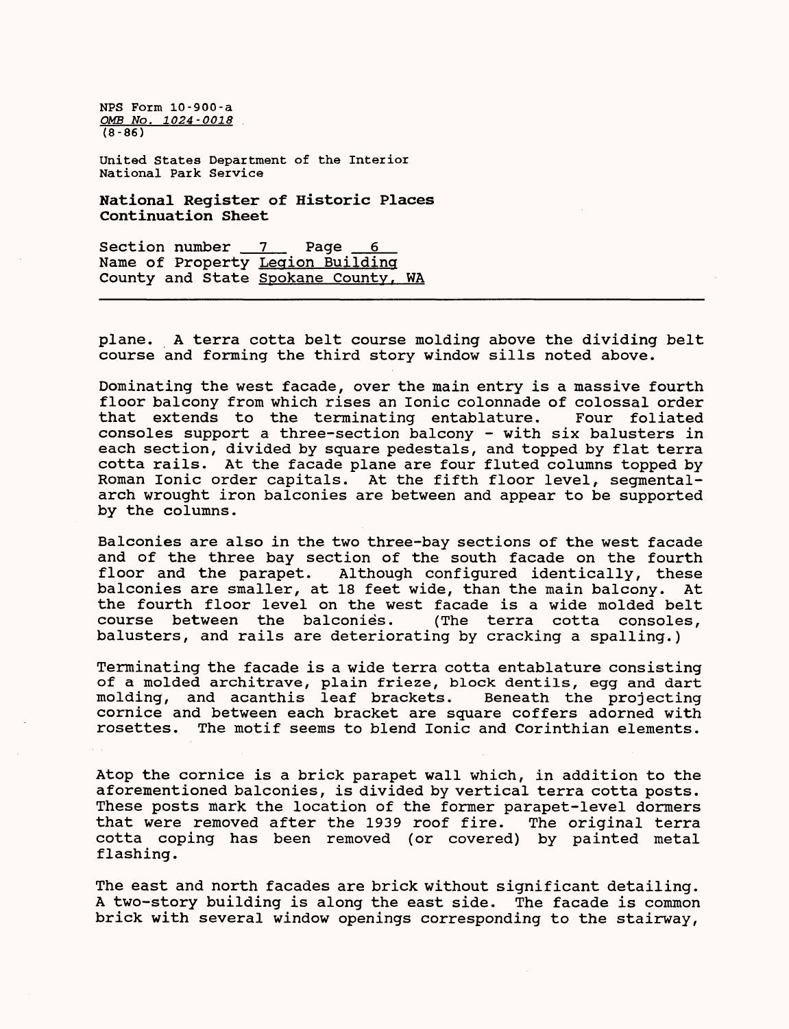plane. A terra cotta belt course molding above the dividing belt course and forming the third story window sills noted above.

Dominating the west facade, over the main entry is a massive fourth floor balcony from which rises an Ionic colonnade of colossal order that extends to the terminating entablature. Four foliated consoles support a three-section balcony - with six balusters in each section, divided by square pedestals, and topped by flat terra cotta rails. At the facade plane are four fluted columns topped by Roman Ionic order capitals. At the fifth floor level, segmental-arch wrought iron balconies are between and appear to be supported by the columns.

Balconies are also in the two three-bay sections of the west facade and of the three bay section of the south facade on the fourth floor and the parapet. Although configured identically, these balconies are smaller, at 18 feet wide, than the main balcony. At the fourth floor level on the west facade is a wide molded belt course between the balconies. (The terra cotta consoles, balusters, and rails are deteriorating by cracking a spalling.)

Terminating the facade is a wide terra cotta entablature consisting of a molded architrave, plain frieze, block dentils, egg and dart molding, and acanthis leaf brackets. Beneath the projecting cornice and between each bracket are square coffers adorned with rosettes. The motif seems to blend Ionic and Corinthian elements.

Atop the cornice is a brick parapet wall which, in addition to the aforementioned balconies, is divided by vertical terra cotta posts. These posts mark the location of the former parapet-level dormers that were removed after the 1939 roof fire. The original terra cotta coping has been removed (or covered) by painted metal flashing.

The east and north facades are brick without significant detailing. A two-story building is along the east side. The facade is common brick with several window openings corresponding to the stairway,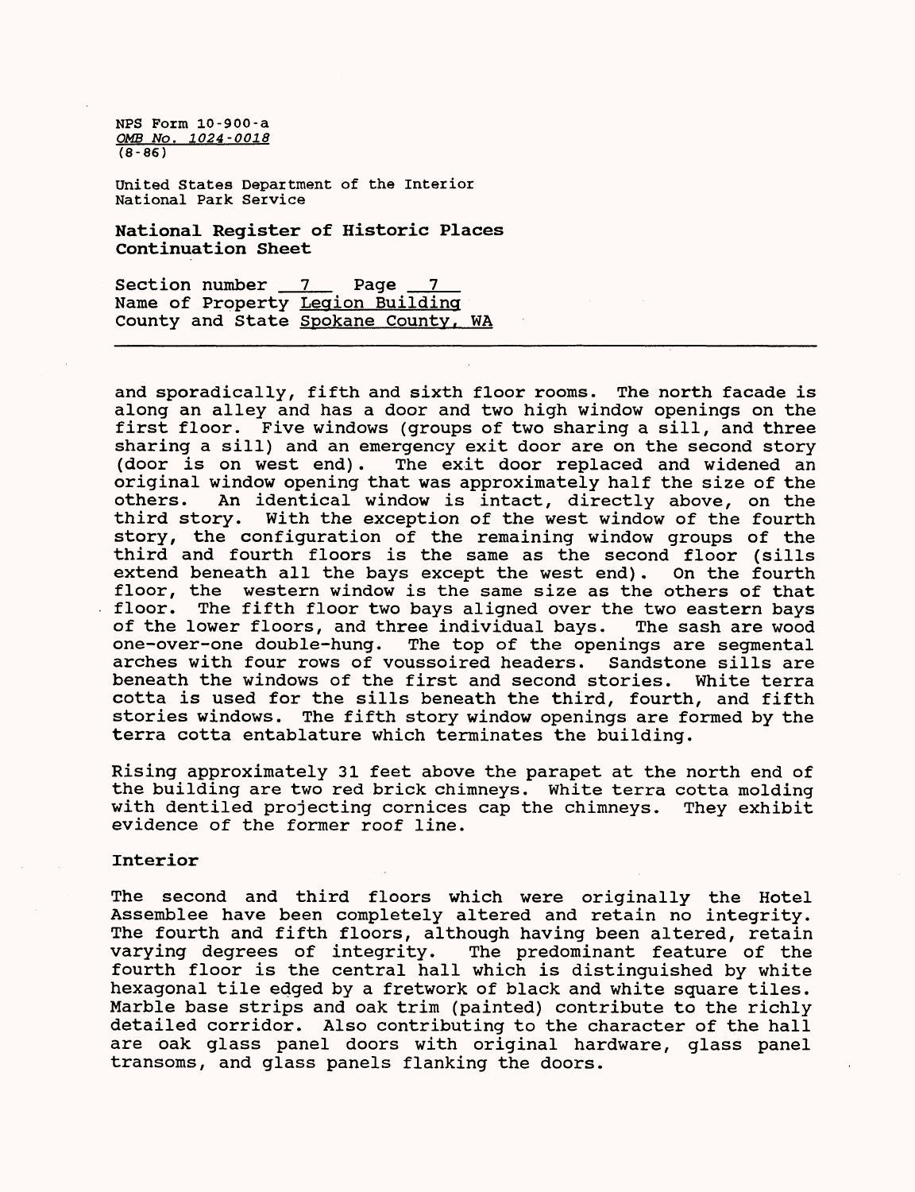NPS Form 10-900-a
OMB No. 1024-0018
(8-86)

United States Department of the Interior
National Park Service

**National Register of Historic Places Continuation Sheet**

Section number 7 Page 7
Name of Property Legion Building
County and State Spokane County, WA

---

and sporadically, fifth and sixth floor rooms. The north facade is along an alley and has a door and two high window openings on the first floor. Five windows (groups of two sharing a sill, and three sharing a sill) and an emergency exit door are on the second story (door is on west end). The exit door replaced and widened an original window opening that was approximately half the size of the others. An identical window is intact, directly above, on the third story. With the exception of the west window of the fourth story, the configuration of the remaining window groups of the third and fourth floors is the same as the second floor (sills extend beneath all the bays except the west end). On the fourth floor, the western window is the same size as the others of that floor. The fifth floor two bays aligned over the two eastern bays of the lower floors, and three individual bays. The sash are wood one-over-one double-hung. The top of the openings are segmental arches with four rows of voussoired headers. Sandstone sills are beneath the windows of the first and second stories. White terra cotta is used for the sills beneath the third, fourth, and fifth stories windows. The fifth story window openings are formed by the terra cotta entablature which terminates the building.

Rising approximately 31 feet above the parapet at the north end of the building are two red brick chimneys. White terra cotta molding with dentiled projecting cornices cap the chimneys. They exhibit evidence of the former roof line.

### Interior

The second and third floors which were originally the Hotel Assemblee have been completely altered and retain no integrity. The fourth and fifth floors, although having been altered, retain varying degrees of integrity. The predominant feature of the fourth floor is the central hall which is distinguished by white hexagonal tile edged by a fretwork of black and white square tiles. Marble base strips and oak trim (painted) contribute to the richly detailed corridor. Also contributing to the character of the hall are oak glass panel doors with original hardware, glass panel transoms, and glass panels flanking the doors.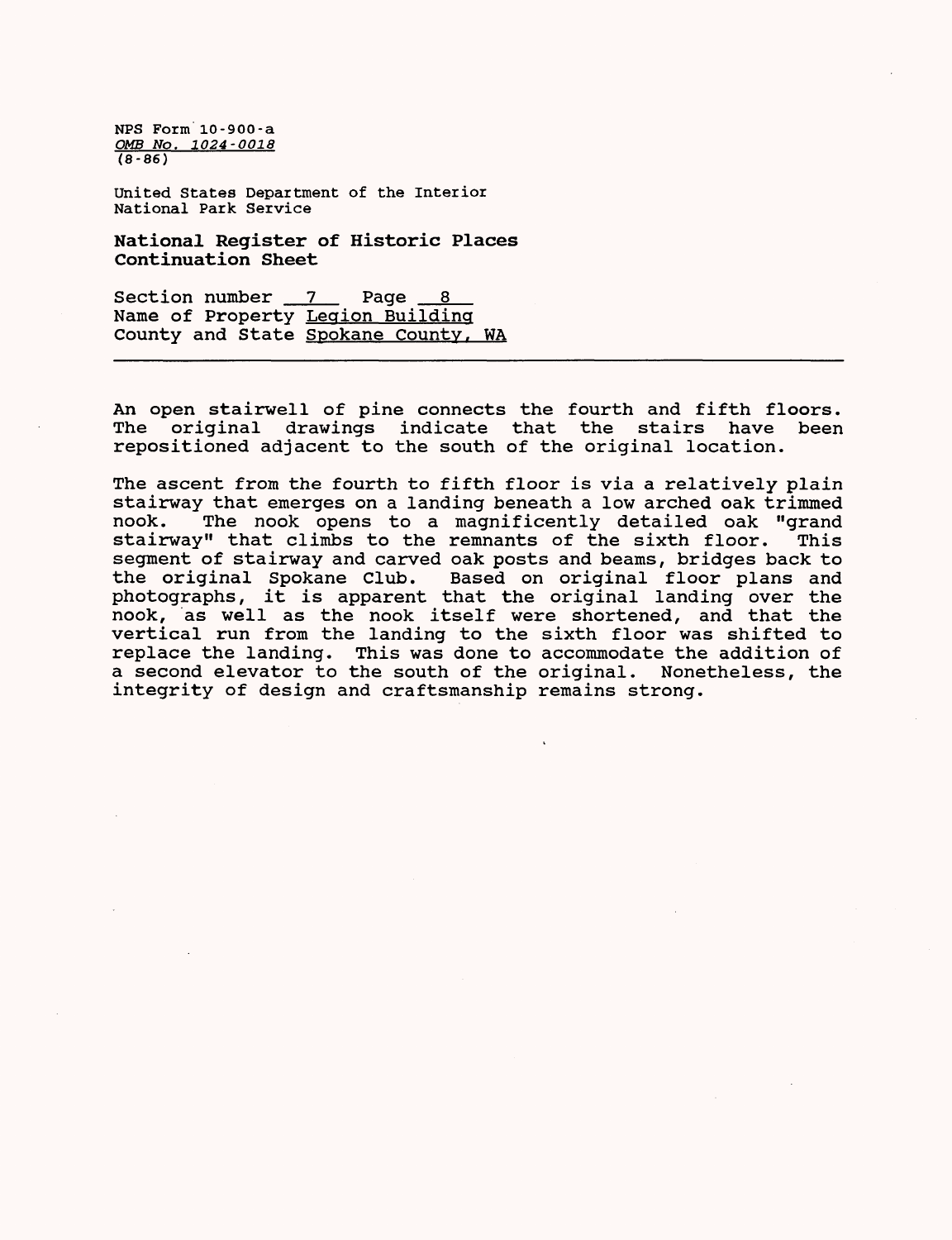NPS Form 10-900-a
*OMB No. 1024-0018*
(8-86)

United States Department of the Interior
National Park Service

**National Register of Historic Places Continuation Sheet**

Section number 7 Page 8
Name of Property Legion Building
County and State Spokane County, WA

---

An open stairwell of pine connects the fourth and fifth floors. The original drawings indicate that the stairs have been repositioned adjacent to the south of the original location.

The ascent from the fourth to fifth floor is via a relatively plain stairway that emerges on a landing beneath a low arched oak trimmed nook. The nook opens to a magnificently detailed oak "grand stairway" that climbs to the remnants of the sixth floor. This segment of stairway and carved oak posts and beams, bridges back to the original Spokane Club. Based on original floor plans and photographs, it is apparent that the original landing over the nook, as well as the nook itself were shortened, and that the vertical run from the landing to the sixth floor was shifted to replace the landing. This was done to accommodate the addition of a second elevator to the south of the original. Nonetheless, the integrity of design and craftsmanship remains strong.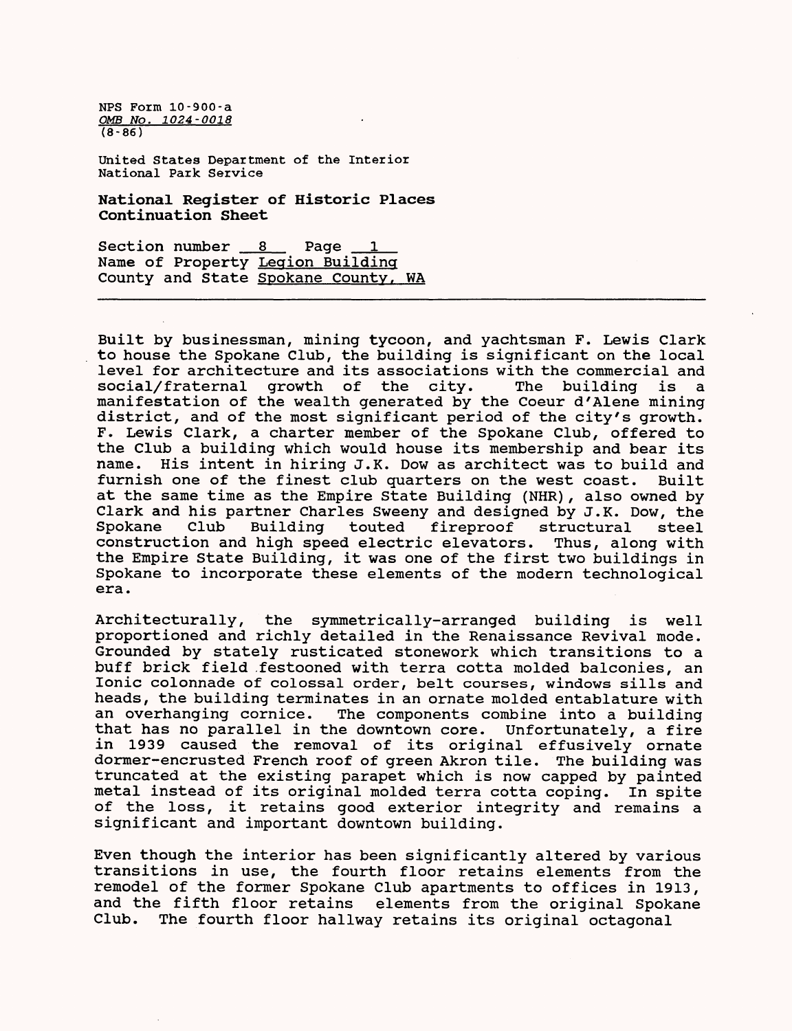Built by businessman, mining tycoon, and yachtsman F. Lewis Clark to house the Spokane Club, the building is significant on the local level for architecture and its associations with the commercial and social/fraternal growth of the city. The building is a manifestation of the wealth generated by the Coeur d'Alene mining district, and of the most significant period of the city's growth. F. Lewis Clark, a charter member of the Spokane Club, offered to the Club a building which would house its membership and bear its name. His intent in hiring J.K. Dow as architect was to build and furnish one of the finest club quarters on the west coast. Built at the same time as the Empire State Building (NHR), also owned by Clark and his partner Charles Sweeny and designed by J.K. Dow, the Spokane Club Building touted fireproof structural steel construction and high speed electric elevators. Thus, along with the Empire State Building, it was one of the first two buildings in Spokane to incorporate these elements of the modern technological era.

Architecturally, the symmetrically-arranged building is well proportioned and richly detailed in the Renaissance Revival mode. Grounded by stately rusticated stonework which transitions to a buff brick field festooned with terra cotta molded balconies, an Ionic colonnade of colossal order, belt courses, windows sills and heads, the building terminates in an ornate molded entablature with an overhanging cornice. The components combine into a building that has no parallel in the downtown core. Unfortunately, a fire in 1939 caused the removal of its original effusively ornate dormer-encrusted French roof of green Akron tile. The building was truncated at the existing parapet which is now capped by painted metal instead of its original molded terra cotta coping. In spite of the loss, it retains good exterior integrity and remains a significant and important downtown building.

Even though the interior has been significantly altered by various transitions in use, the fourth floor retains elements from the remodel of the former Spokane Club apartments to offices in 1913, and the fifth floor retains elements from the original Spokane Club. The fourth floor hallway retains its original octagonal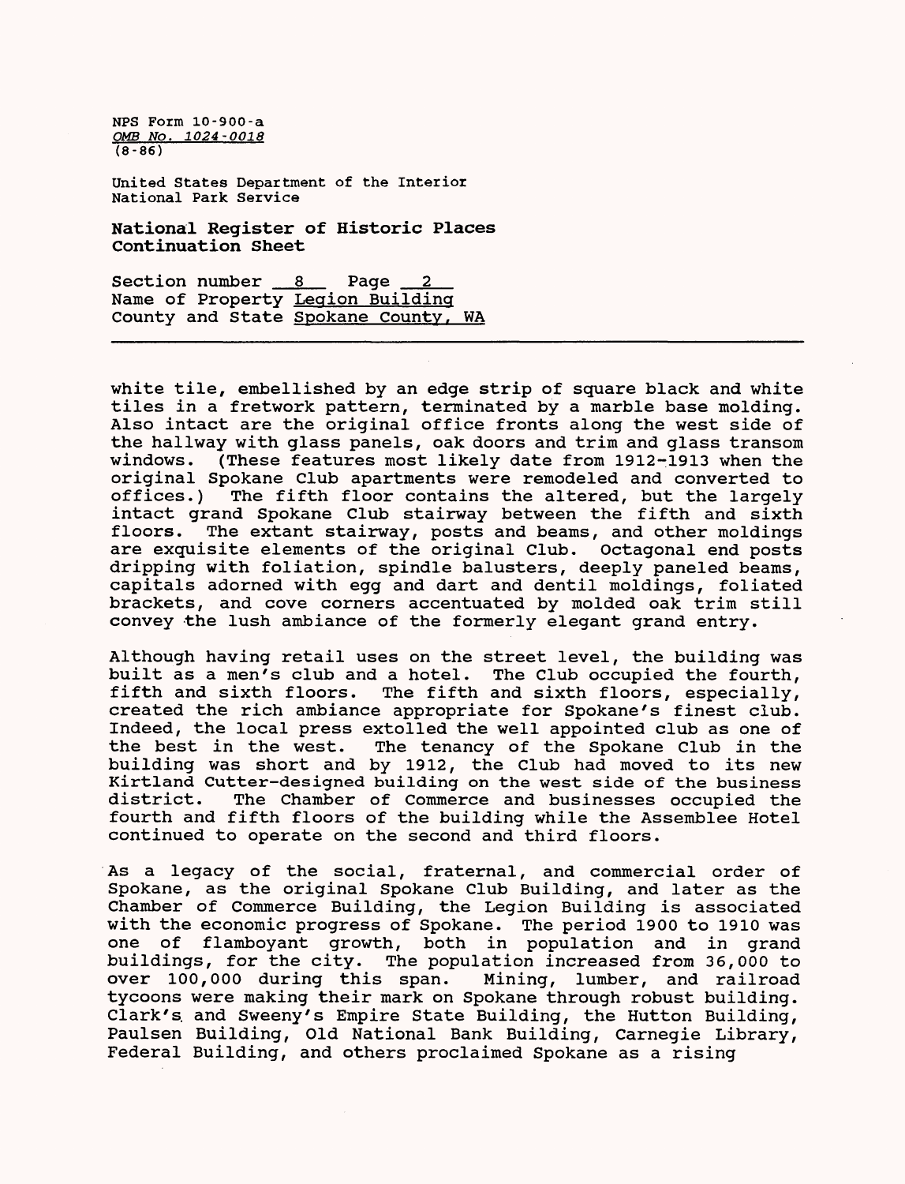white tile, embellished by an edge strip of square black and white tiles in a fretwork pattern, terminated by a marble base molding. Also intact are the original office fronts along the west side of the hallway with glass panels, oak doors and trim and glass transom windows. (These features most likely date from 1912-1913 when the original Spokane Club apartments were remodeled and converted to offices.) The fifth floor contains the altered, but the largely intact grand Spokane Club stairway between the fifth and sixth floors. The extant stairway, posts and beams, and other moldings are exquisite elements of the original Club. Octagonal end posts dripping with foliation, spindle balusters, deeply paneled beams, capitals adorned with egg and dart and dentil moldings, foliated brackets, and cove corners accentuated by molded oak trim still convey the lush ambiance of the formerly elegant grand entry.

Although having retail uses on the street level, the building was built as a men's club and a hotel. The Club occupied the fourth, fifth and sixth floors. The fifth and sixth floors, especially, created the rich ambiance appropriate for Spokane's finest club. Indeed, the local press extolled the well appointed club as one of the best in the west. The tenancy of the Spokane Club in the building was short and by 1912, the Club had moved to its new Kirtland Cutter-designed building on the west side of the business district. The Chamber of Commerce and businesses occupied the fourth and fifth floors of the building while the Assemblee Hotel continued to operate on the second and third floors.

As a legacy of the social, fraternal, and commercial order of Spokane, as the original Spokane Club Building, and later as the Chamber of Commerce Building, the Legion Building is associated with the economic progress of Spokane. The period 1900 to 1910 was one of flamboyant growth, both in population and in grand buildings, for the city. The population increased from 36,000 to over 100,000 during this span. Mining, lumber, and railroad tycoons were making their mark on Spokane through robust building. Clark's and Sweeny's Empire State Building, the Hutton Building, Paulsen Building, Old National Bank Building, Carnegie Library, Federal Building, and others proclaimed Spokane as a rising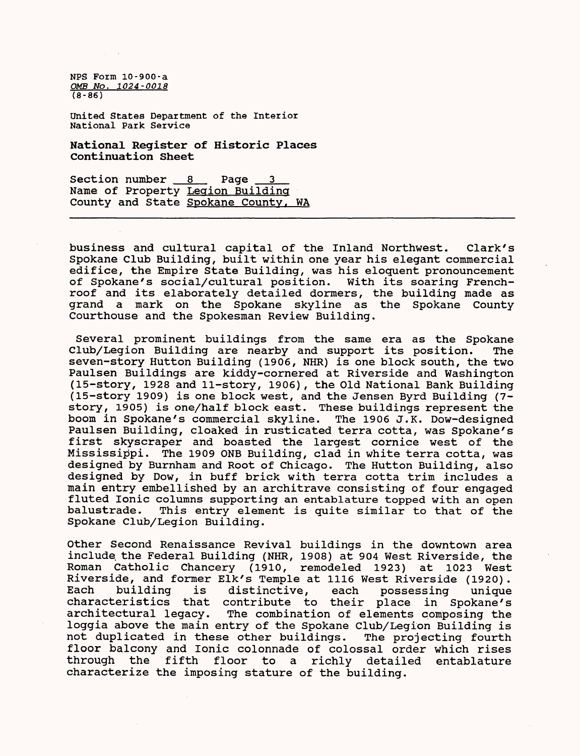NPS Form 10-900-a
OMB No. 1024-0018
(8-86)

United States Department of the Interior
National Park Service

**National Register of Historic Places Continuation Sheet**

Section number 8 Page 3
Name of Property Legion Building
County and State Spokane County, WA

---

business and cultural capital of the Inland Northwest. Clark's Spokane Club Building, built within one year his elegant commercial edifice, the Empire State Building, was his eloquent pronouncement of Spokane's social/cultural position. With its soaring French-roof and its elaborately detailed dormers, the building made as grand a mark on the Spokane skyline as the Spokane County Courthouse and the Spokesman Review Building.

Several prominent buildings from the same era as the Spokane Club/Legion Building are nearby and support its position. The seven-story Hutton Building (1906, NHR) is one block south, the two Paulsen Buildings are kiddy-cornered at Riverside and Washington (15-story, 1928 and 11-story, 1906), the Old National Bank Building (15-story 1909) is one block west, and the Jensen Byrd Building (7-story, 1905) is one/half block east. These buildings represent the boom in Spokane's commercial skyline. The 1906 J.K. Dow-designed Paulsen Building, cloaked in rusticated terra cotta, was Spokane's first skyscraper and boasted the largest cornice west of the Mississippi. The 1909 ONB Building, clad in white terra cotta, was designed by Burnham and Root of Chicago. The Hutton Building, also designed by Dow, in buff brick with terra cotta trim includes a main entry embellished by an architrave consisting of four engaged fluted Ionic columns supporting an entablature topped with an open balustrade. This entry element is quite similar to that of the Spokane Club/Legion Building.

Other Second Renaissance Revival buildings in the downtown area include the Federal Building (NHR, 1908) at 904 West Riverside, the Roman Catholic Chancery (1910, remodeled 1923) at 1023 West Riverside, and former Elk's Temple at 1116 West Riverside (1920). Each building is distinctive, each possessing unique characteristics that contribute to their place in Spokane's architectural legacy. The combination of elements composing the loggia above the main entry of the Spokane Club/Legion Building is not duplicated in these other buildings. The projecting fourth floor balcony and Ionic colonnade of colossal order which rises through the fifth floor to a richly detailed entablature characterize the imposing stature of the building.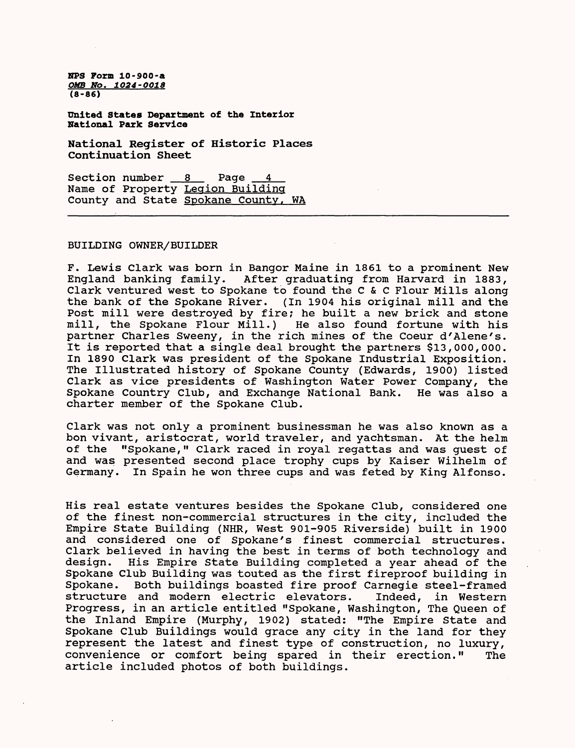NPS Form 10-900-a
OMB No. 1024-0018
(8-86)

United States Department of the Interior
National Park Service

**National Register of Historic Places Continuation Sheet**

Section number 8 Page 4
Name of Property Legion Building
County and State Spokane County, WA

BUILDING OWNER/BUILDER

F. Lewis Clark was born in Bangor Maine in 1861 to a prominent New England banking family. After graduating from Harvard in 1883, Clark ventured west to Spokane to found the C & C Flour Mills along the bank of the Spokane River. (In 1904 his original mill and the Post mill were destroyed by fire; he built a new brick and stone mill, the Spokane Flour Mill.) He also found fortune with his partner Charles Sweeny, in the rich mines of the Coeur d'Alene's. It is reported that a single deal brought the partners $13,000,000. In 1890 Clark was president of the Spokane Industrial Exposition. The Illustrated history of Spokane County (Edwards, 1900) listed Clark as vice presidents of Washington Water Power Company, the Spokane Country Club, and Exchange National Bank. He was also a charter member of the Spokane Club.

Clark was not only a prominent businessman he was also known as a bon vivant, aristocrat, world traveler, and yachtsman. At the helm of the "Spokane," Clark raced in royal regattas and was guest of and was presented second place trophy cups by Kaiser Wilhelm of Germany. In Spain he won three cups and was feted by King Alfonso.

His real estate ventures besides the Spokane Club, considered one of the finest non-commercial structures in the city, included the Empire State Building (NHR, West 901-905 Riverside) built in 1900 and considered one of Spokane's finest commercial structures. Clark believed in having the best in terms of both technology and design. His Empire State Building completed a year ahead of the Spokane Club Building was touted as the first fireproof building in Spokane. Both buildings boasted fire proof Carnegie steel-framed structure and modern electric elevators. Indeed, in Western Progress, in an article entitled "Spokane, Washington, The Queen of the Inland Empire (Murphy, 1902) stated: "The Empire State and Spokane Club Buildings would grace any city in the land for they represent the latest and finest type of construction, no luxury, convenience or comfort being spared in their erection." The article included photos of both buildings.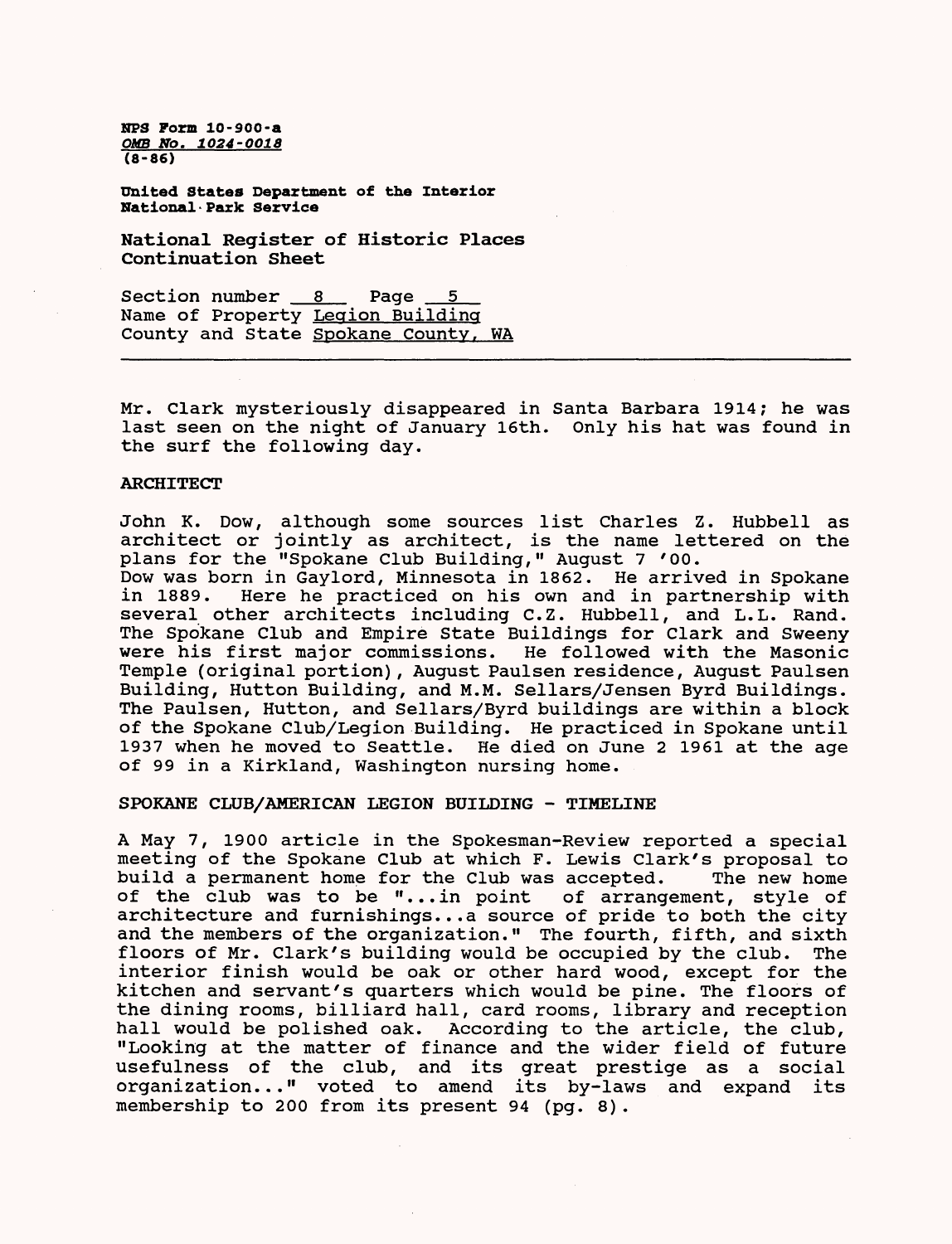Mr. Clark mysteriously disappeared in Santa Barbara 1914; he was last seen on the night of January 16th. Only his hat was found in the surf the following day.

## ARCHITECT

John K. Dow, although some sources list Charles Z. Hubbell as architect or jointly as architect, is the name lettered on the plans for the "Spokane Club Building," August 7 '00.
Dow was born in Gaylord, Minnesota in 1862. He arrived in Spokane in 1889. Here he practiced on his own and in partnership with several other architects including C.Z. Hubbell, and L.L. Rand. The Spokane Club and Empire State Buildings for Clark and Sweeny were his first major commissions. He followed with the Masonic Temple (original portion), August Paulsen residence, August Paulsen Building, Hutton Building, and M.M. Sellars/Jensen Byrd Buildings. The Paulsen, Hutton, and Sellars/Byrd buildings are within a block of the Spokane Club/Legion Building. He practiced in Spokane until 1937 when he moved to Seattle. He died on June 2 1961 at the age of 99 in a Kirkland, Washington nursing home.

## SPOKANE CLUB/AMERICAN LEGION BUILDING - TIMELINE

A May 7, 1900 article in the Spokesman-Review reported a special meeting of the Spokane Club at which F. Lewis Clark's proposal to build a permanent home for the Club was accepted. The new home of the club was to be "...in point of arrangement, style of architecture and furnishings...a source of pride to both the city and the members of the organization." The fourth, fifth, and sixth floors of Mr. Clark's building would be occupied by the club. The interior finish would be oak or other hard wood, except for the kitchen and servant's quarters which would be pine. The floors of the dining rooms, billiard hall, card rooms, library and reception hall would be polished oak. According to the article, the club, "Looking at the matter of finance and the wider field of future usefulness of the club, and its great prestige as a social organization..." voted to amend its by-laws and expand its membership to 200 from its present 94 (pg. 8).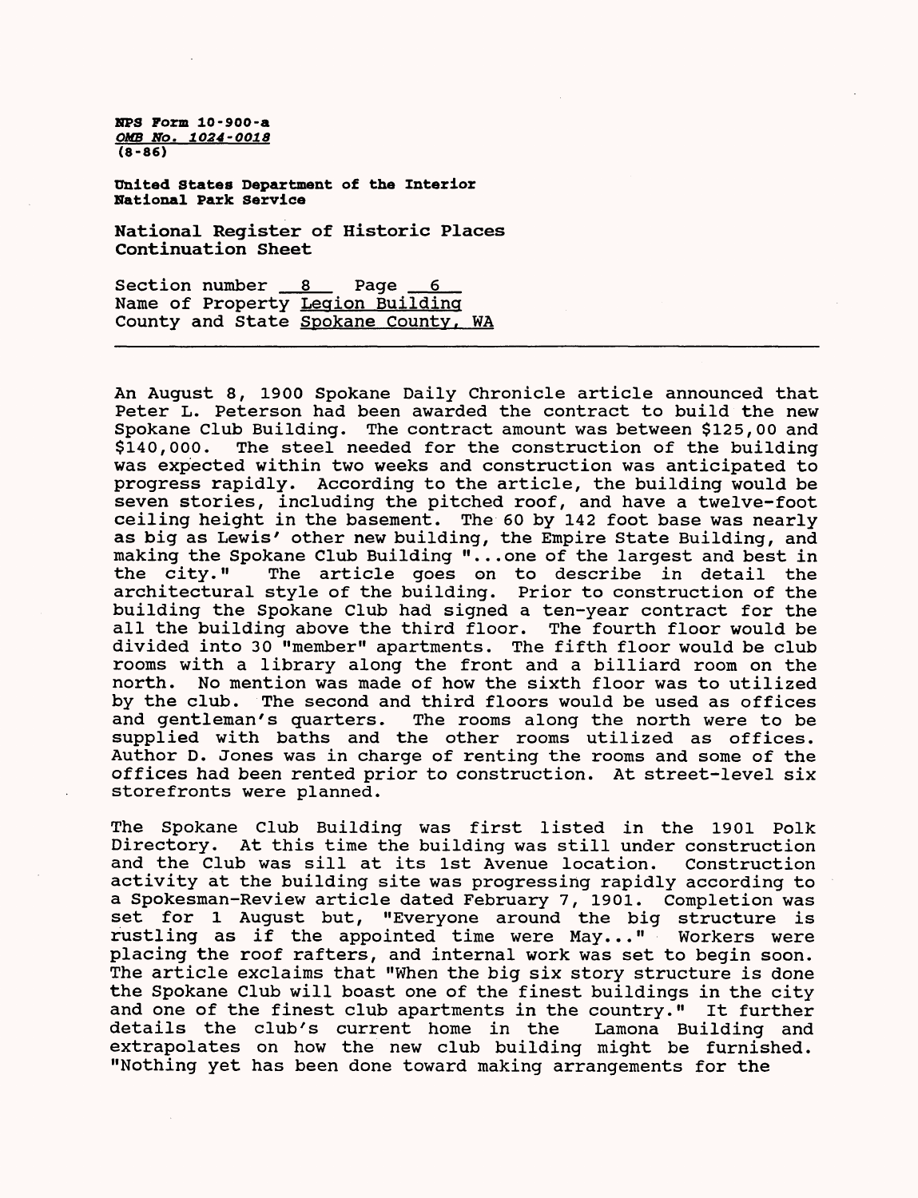NPS Form 10-900-a
*OMB No. 1024-0018*
(8-86)

**United States Department of the Interior**
**National Park Service**

**National Register of Historic Places**
**Continuation Sheet**

Section number 8 Page 6
Name of Property Legion Building
County and State Spokane County, WA

An August 8, 1900 Spokane Daily Chronicle article announced that Peter L. Peterson had been awarded the contract to build the new Spokane Club Building. The contract amount was between $125,00 and $140,000. The steel needed for the construction of the building was expected within two weeks and construction was anticipated to progress rapidly. According to the article, the building would be seven stories, including the pitched roof, and have a twelve-foot ceiling height in the basement. The 60 by 142 foot base was nearly as big as Lewis' other new building, the Empire State Building, and making the Spokane Club Building "...one of the largest and best in the city." The article goes on to describe in detail the architectural style of the building. Prior to construction of the building the Spokane Club had signed a ten-year contract for the all the building above the third floor. The fourth floor would be divided into 30 "member" apartments. The fifth floor would be club rooms with a library along the front and a billiard room on the north. No mention was made of how the sixth floor was to utilized by the club. The second and third floors would be used as offices and gentleman's quarters. The rooms along the north were to be supplied with baths and the other rooms utilized as offices. Author D. Jones was in charge of renting the rooms and some of the offices had been rented prior to construction. At street-level six storefronts were planned.

The Spokane Club Building was first listed in the 1901 Polk Directory. At this time the building was still under construction and the Club was sill at its 1st Avenue location. Construction activity at the building site was progressing rapidly according to a Spokesman-Review article dated February 7, 1901. Completion was set for 1 August but, "Everyone around the big structure is rustling as if the appointed time were May..." Workers were placing the roof rafters, and internal work was set to begin soon. The article exclaims that "When the big six story structure is done the Spokane Club will boast one of the finest buildings in the city and one of the finest club apartments in the country." It further details the club's current home in the Lamona Building and extrapolates on how the new club building might be furnished. "Nothing yet has been done toward making arrangements for the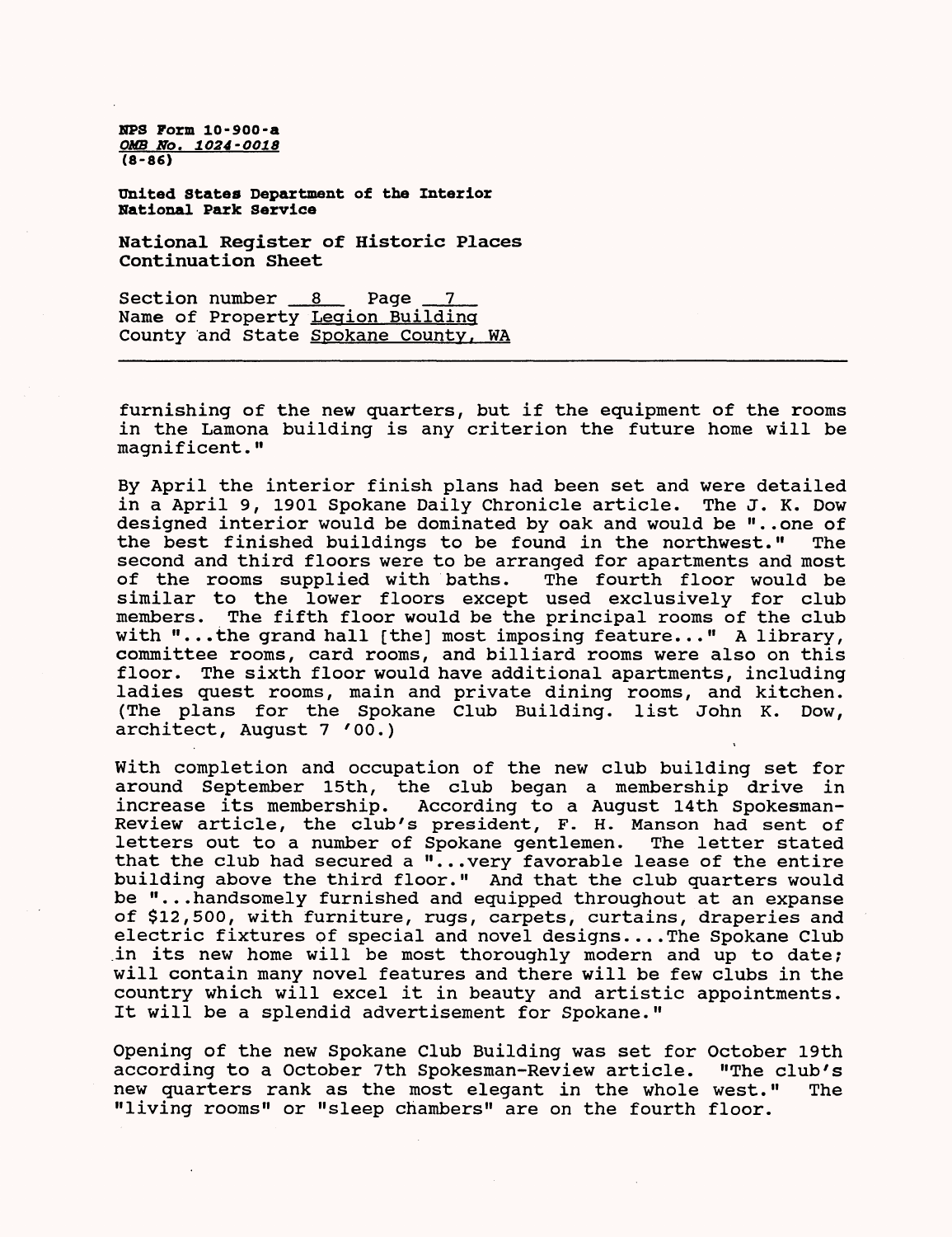furnishing of the new quarters, but if the equipment of the rooms in the Lamona building is any criterion the future home will be magnificent."

By April the interior finish plans had been set and were detailed in a April 9, 1901 Spokane Daily Chronicle article. The J. K. Dow designed interior would be dominated by oak and would be "..one of the best finished buildings to be found in the northwest." The second and third floors were to be arranged for apartments and most of the rooms supplied with baths. The fourth floor would be similar to the lower floors except used exclusively for club members. The fifth floor would be the principal rooms of the club with "...the grand hall [the] most imposing feature..." A library, committee rooms, card rooms, and billiard rooms were also on this floor. The sixth floor would have additional apartments, including ladies quest rooms, main and private dining rooms, and kitchen. (The plans for the Spokane Club Building. list John K. Dow, architect, August 7 '00.)

With completion and occupation of the new club building set for around September 15th, the club began a membership drive in increase its membership. According to a August 14th Spokesman-Review article, the club's president, F. H. Manson had sent of letters out to a number of Spokane gentlemen. The letter stated that the club had secured a "...very favorable lease of the entire building above the third floor." And that the club quarters would be "...handsomely furnished and equipped throughout at an expanse of $12,500, with furniture, rugs, carpets, curtains, draperies and electric fixtures of special and novel designs....The Spokane Club in its new home will be most thoroughly modern and up to date; will contain many novel features and there will be few clubs in the country which will excel it in beauty and artistic appointments. It will be a splendid advertisement for Spokane."

Opening of the new Spokane Club Building was set for October 19th according to a October 7th Spokesman-Review article. "The club's new quarters rank as the most elegant in the whole west." The "living rooms" or "sleep chambers" are on the fourth floor.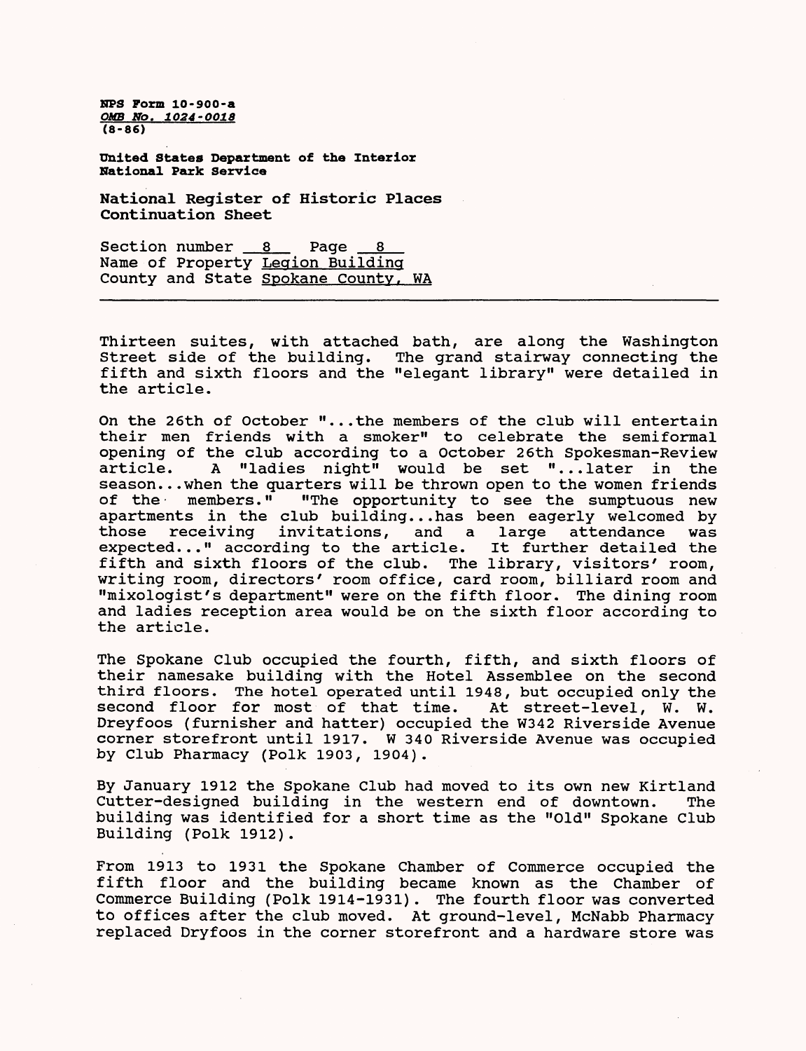Thirteen suites, with attached bath, are along the Washington Street side of the building. The grand stairway connecting the fifth and sixth floors and the "elegant library" were detailed in the article.

On the 26th of October "...the members of the club will entertain their men friends with a smoker" to celebrate the semiformal opening of the club according to a October 26th Spokesman-Review article. A "ladies night" would be set "...later in the season...when the quarters will be thrown open to the women friends of the members." "The opportunity to see the sumptuous new apartments in the club building...has been eagerly welcomed by those receiving invitations, and a large attendance was expected..." according to the article. It further detailed the fifth and sixth floors of the club. The library, visitors' room, writing room, directors' room office, card room, billiard room and "mixologist's department" were on the fifth floor. The dining room and ladies reception area would be on the sixth floor according to the article.

The Spokane Club occupied the fourth, fifth, and sixth floors of their namesake building with the Hotel Assemblee on the second third floors. The hotel operated until 1948, but occupied only the second floor for most of that time. At street-level, W. W. Dreyfoos (furnisher and hatter) occupied the W342 Riverside Avenue corner storefront until 1917. W 340 Riverside Avenue was occupied by Club Pharmacy (Polk 1903, 1904).

By January 1912 the Spokane Club had moved to its own new Kirtland Cutter-designed building in the western end of downtown. The building was identified for a short time as the "Old" Spokane Club Building (Polk 1912).

From 1913 to 1931 the Spokane Chamber of Commerce occupied the fifth floor and the building became known as the Chamber of Commerce Building (Polk 1914-1931). The fourth floor was converted to offices after the club moved. At ground-level, McNabb Pharmacy replaced Dryfoos in the corner storefront and a hardware store was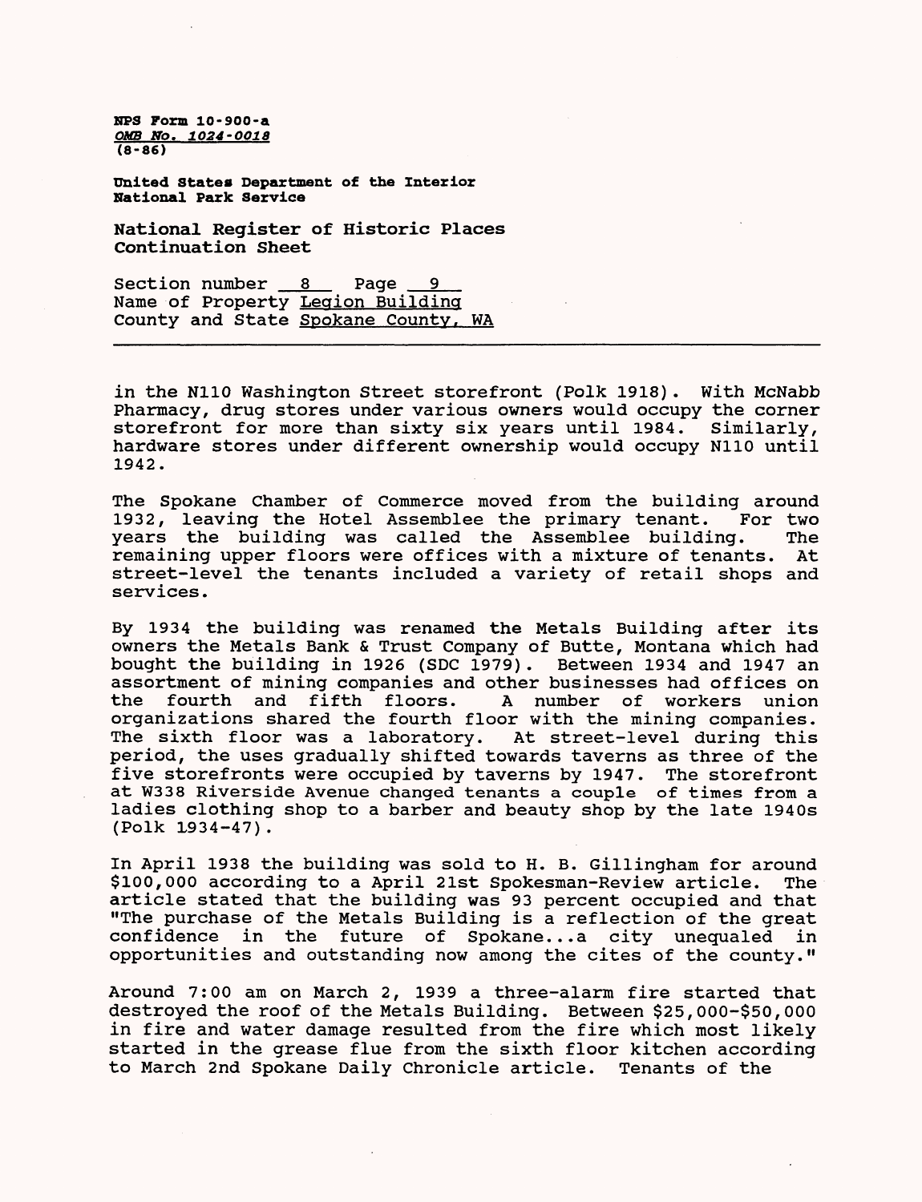in the N110 Washington Street storefront (Polk 1918). With McNabb Pharmacy, drug stores under various owners would occupy the corner storefront for more than sixty six years until 1984. Similarly, hardware stores under different ownership would occupy N110 until 1942.

The Spokane Chamber of Commerce moved from the building around 1932, leaving the Hotel Assemblee the primary tenant. For two years the building was called the Assemblee building. The remaining upper floors were offices with a mixture of tenants. At street-level the tenants included a variety of retail shops and services.

By 1934 the building was renamed the Metals Building after its owners the Metals Bank & Trust Company of Butte, Montana which had bought the building in 1926 (SDC 1979). Between 1934 and 1947 an assortment of mining companies and other businesses had offices on the fourth and fifth floors. A number of workers union organizations shared the fourth floor with the mining companies. The sixth floor was a laboratory. At street-level during this period, the uses gradually shifted towards taverns as three of the five storefronts were occupied by taverns by 1947. The storefront at W338 Riverside Avenue changed tenants a couple of times from a ladies clothing shop to a barber and beauty shop by the late 1940s (Polk 1934-47).

In April 1938 the building was sold to H. B. Gillingham for around $100,000 according to a April 21st Spokesman-Review article. The article stated that the building was 93 percent occupied and that "The purchase of the Metals Building is a reflection of the great confidence in the future of Spokane...a city unequaled in opportunities and outstanding now among the cites of the county."

Around 7:00 am on March 2, 1939 a three-alarm fire started that destroyed the roof of the Metals Building. Between $25,000-$50,000 in fire and water damage resulted from the fire which most likely started in the grease flue from the sixth floor kitchen according to March 2nd Spokane Daily Chronicle article. Tenants of the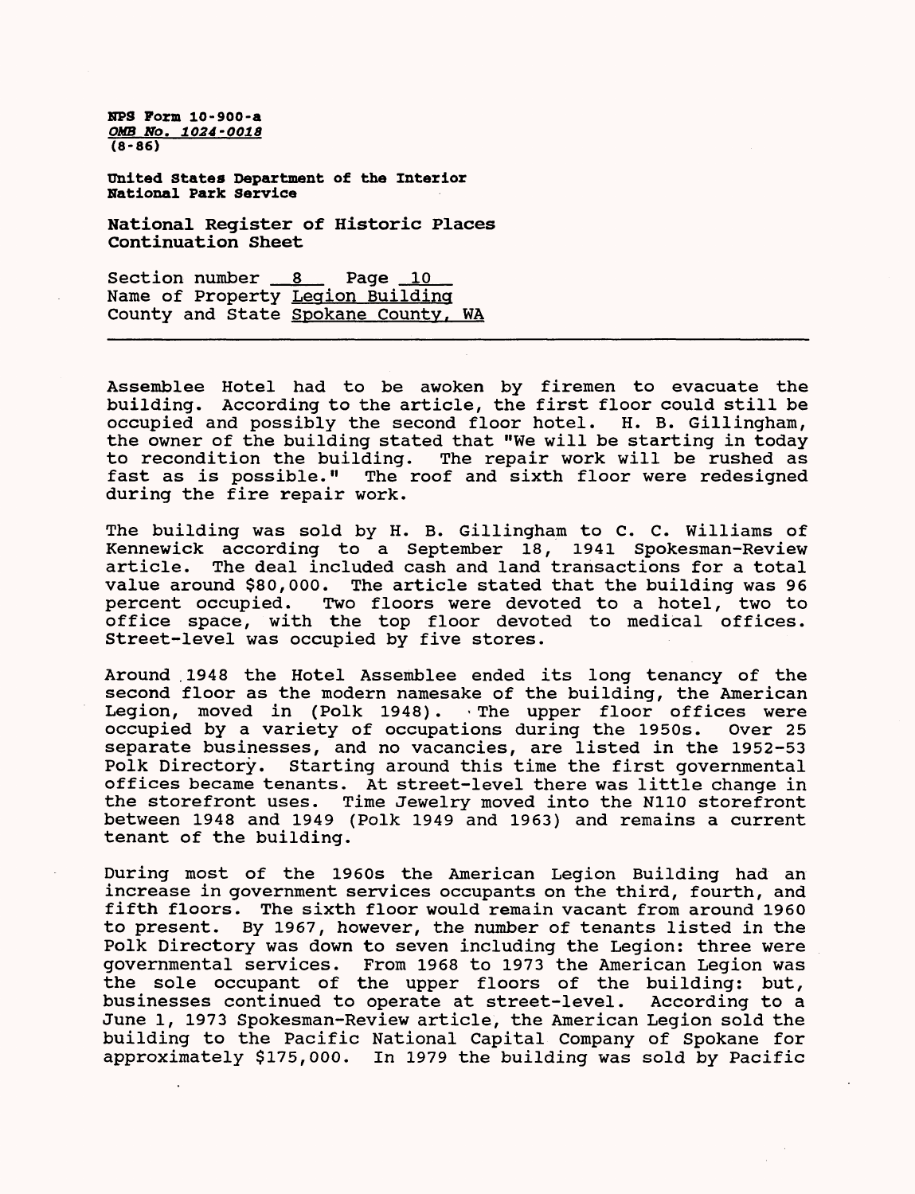NPS Form 10-900-a
OMB No. 1024-0018
(8-86)

United States Department of the Interior
National Park Service

**National Register of Historic Places Continuation Sheet**

Section number 8 Page 10
Name of Property Legion Building
County and State Spokane County, WA

---

Assemblee Hotel had to be awoken by firemen to evacuate the building. According to the article, the first floor could still be occupied and possibly the second floor hotel. H. B. Gillingham, the owner of the building stated that "We will be starting in today to recondition the building. The repair work will be rushed as fast as is possible." The roof and sixth floor were redesigned during the fire repair work.

The building was sold by H. B. Gillingham to C. C. Williams of Kennewick according to a September 18, 1941 Spokesman-Review article. The deal included cash and land transactions for a total value around $80,000. The article stated that the building was 96 percent occupied. Two floors were devoted to a hotel, two to office space, with the top floor devoted to medical offices. Street-level was occupied by five stores.

Around 1948 the Hotel Assemblee ended its long tenancy of the second floor as the modern namesake of the building, the American Legion, moved in (Polk 1948). The upper floor offices were occupied by a variety of occupations during the 1950s. Over 25 separate businesses, and no vacancies, are listed in the 1952-53 Polk Directory. Starting around this time the first governmental offices became tenants. At street-level there was little change in the storefront uses. Time Jewelry moved into the N110 storefront between 1948 and 1949 (Polk 1949 and 1963) and remains a current tenant of the building.

During most of the 1960s the American Legion Building had an increase in government services occupants on the third, fourth, and fifth floors. The sixth floor would remain vacant from around 1960 to present. By 1967, however, the number of tenants listed in the Polk Directory was down to seven including the Legion: three were governmental services. From 1968 to 1973 the American Legion was the sole occupant of the upper floors of the building: but, businesses continued to operate at street-level. According to a June 1, 1973 Spokesman-Review article, the American Legion sold the building to the Pacific National Capital Company of Spokane for approximately $175,000. In 1979 the building was sold by Pacific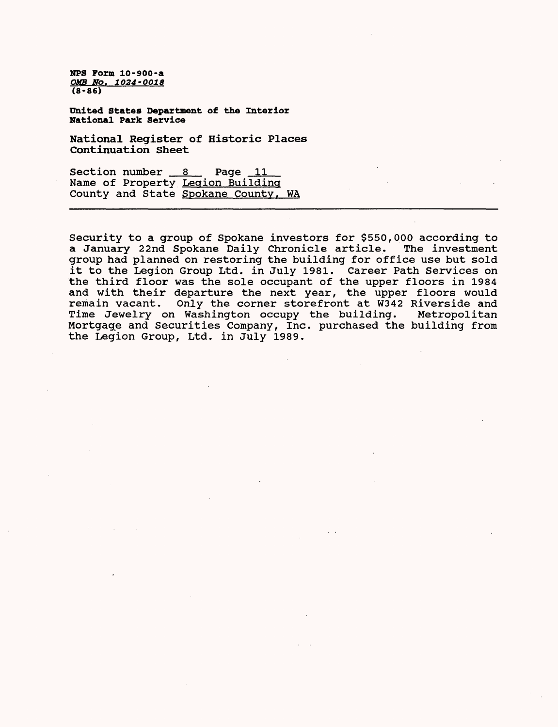NPS Form 10-900-a
OMB No. 1024-0018
(8-86)

United States Department of the Interior
National Park Service

National Register of Historic Places
Continuation Sheet

Section number 8 Page 11
Name of Property Legion Building
County and State Spokane County, WA

---

Security to a group of Spokane investors for $550,000 according to a January 22nd Spokane Daily Chronicle article. The investment group had planned on restoring the building for office use but sold it to the Legion Group Ltd. in July 1981. Career Path Services on the third floor was the sole occupant of the upper floors in 1984 and with their departure the next year, the upper floors would remain vacant. Only the corner storefront at W342 Riverside and Time Jewelry on Washington occupy the building. Metropolitan Mortgage and Securities Company, Inc. purchased the building from the Legion Group, Ltd. in July 1989.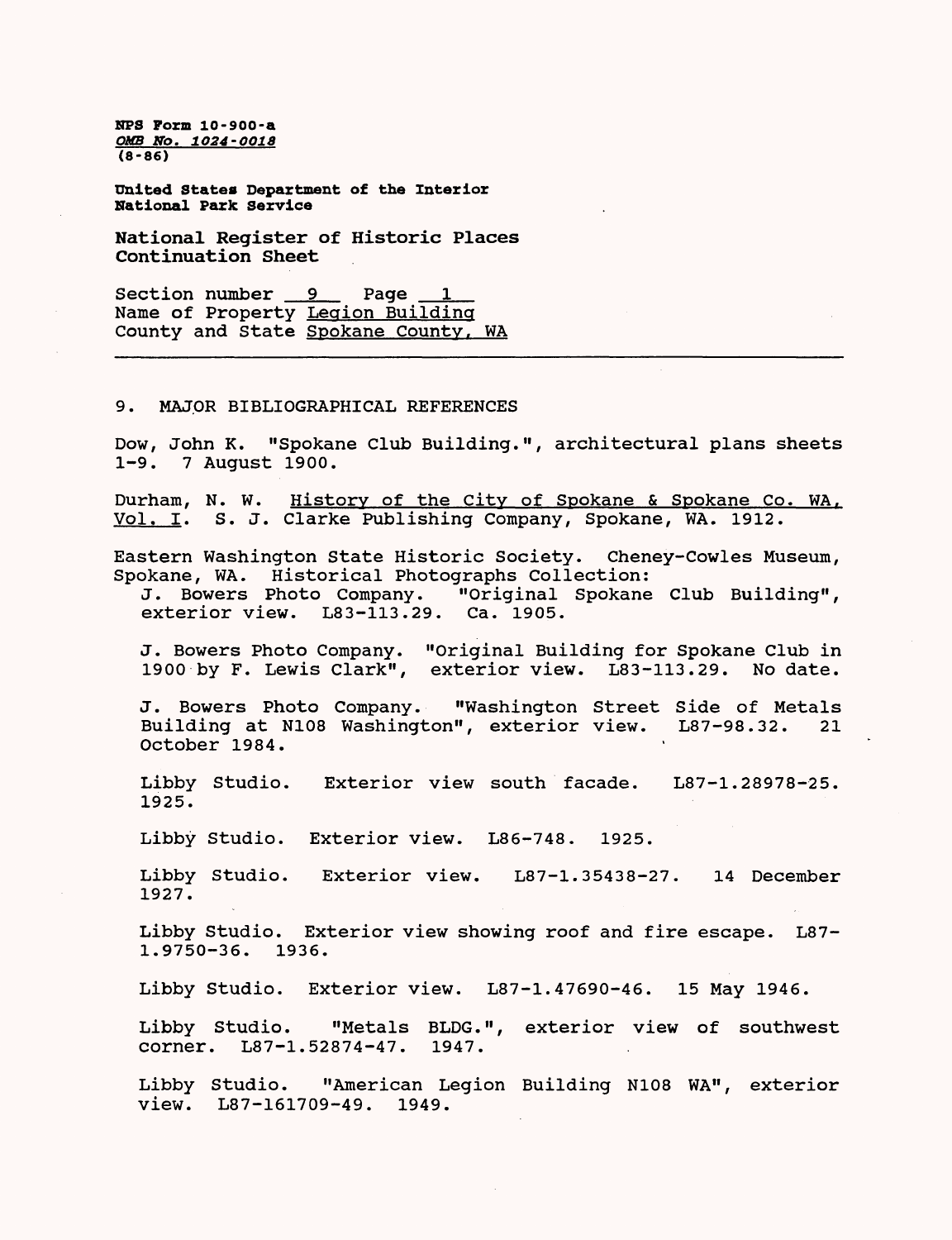NPS Form 10-900-a
OMB No. 1024-0018
(8-86)

United States Department of the Interior
National Park Service

**National Register of Historic Places Continuation Sheet**

Section number 9 Page 1
Name of Property Legion Building
County and State Spokane County, WA

---

## 9. MAJOR BIBLIOGRAPHICAL REFERENCES

Dow, John K. "Spokane Club Building.", architectural plans sheets 1-9. 7 August 1900.

Durham, N. W. History of the City of Spokane & Spokane Co. WA, Vol. I. S. J. Clarke Publishing Company, Spokane, WA. 1912.

Eastern Washington State Historic Society. Cheney-Cowles Museum, Spokane, WA. Historical Photographs Collection:

J. Bowers Photo Company. "Original Spokane Club Building", exterior view. L83-113.29. Ca. 1905.

J. Bowers Photo Company. "Original Building for Spokane Club in 1900 by F. Lewis Clark", exterior view. L83-113.29. No date.

J. Bowers Photo Company. "Washington Street Side of Metals Building at N108 Washington", exterior view. L87-98.32. 21 October 1984.

Libby Studio. Exterior view south facade. L87-1.28978-25. 1925.

Libby Studio. Exterior view. L86-748. 1925.

Libby Studio. Exterior view. L87-1.35438-27. 14 December 1927.

Libby Studio. Exterior view showing roof and fire escape. L87-1.9750-36. 1936.

Libby Studio. Exterior view. L87-1.47690-46. 15 May 1946.

Libby Studio. "Metals BLDG.", exterior view of southwest corner. L87-1.52874-47. 1947.

Libby Studio. "American Legion Building N108 WA", exterior view. L87-161709-49. 1949.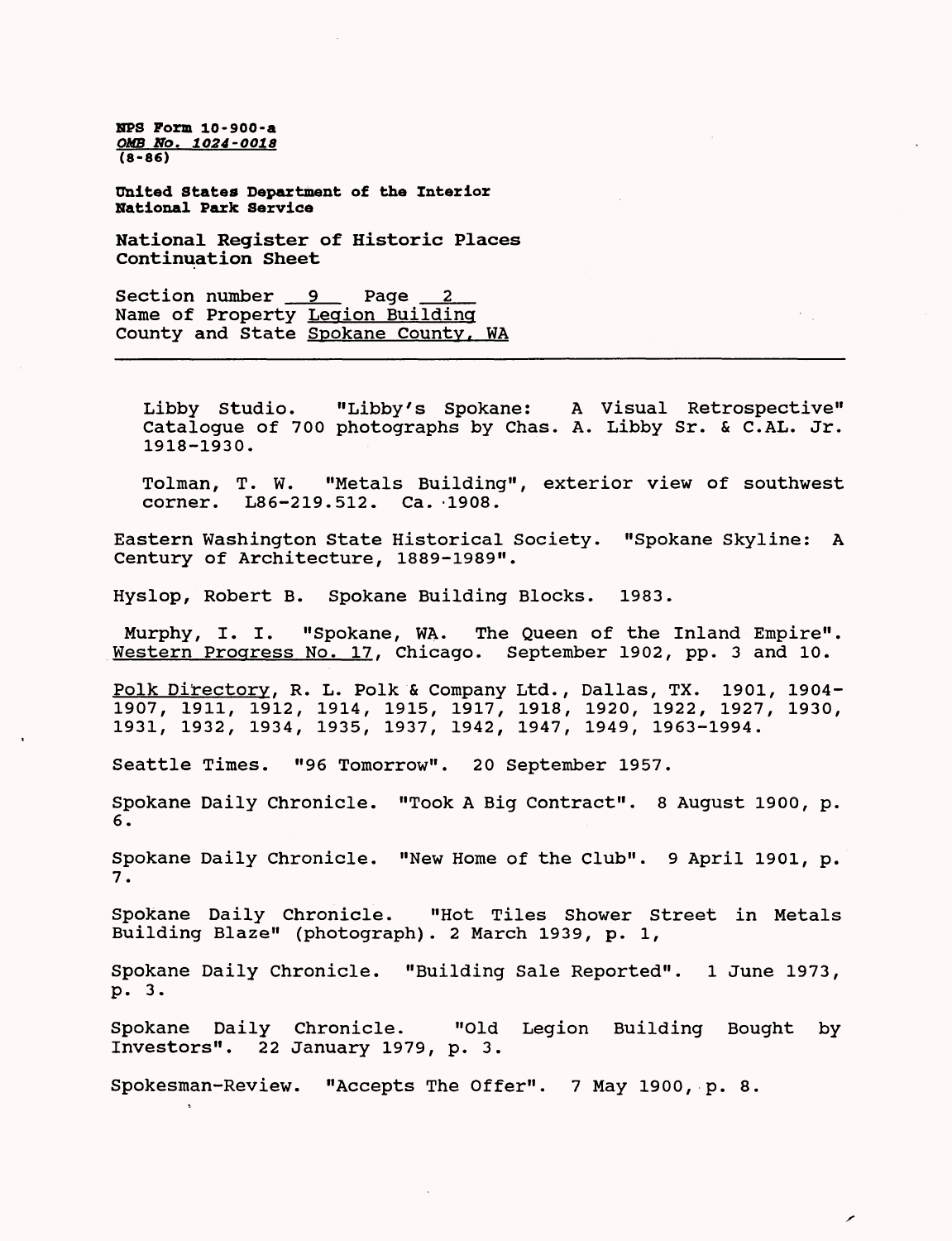NPS Form 10-900-a
OMB No. 1024-0018
(8-86)

United States Department of the Interior
National Park Service

National Register of Historic Places
Continuation Sheet

Section number 9 Page 2
Name of Property Legion Building
County and State Spokane County, WA

---

Libby Studio. "Libby's Spokane: A Visual Retrospective" Catalogue of 700 photographs by Chas. A. Libby Sr. & C.AL. Jr. 1918-1930.

Tolman, T. W. "Metals Building", exterior view of southwest corner. L86-219.512. Ca. 1908.

Eastern Washington State Historical Society. "Spokane Skyline: A Century of Architecture, 1889-1989".

Hyslop, Robert B. Spokane Building Blocks. 1983.

Murphy, I. I. "Spokane, WA. The Queen of the Inland Empire". Western Progress No. 17, Chicago. September 1902, pp. 3 and 10.

Polk Directory, R. L. Polk & Company Ltd., Dallas, TX. 1901, 1904-1907, 1911, 1912, 1914, 1915, 1917, 1918, 1920, 1922, 1927, 1930, 1931, 1932, 1934, 1935, 1937, 1942, 1947, 1949, 1963-1994.

Seattle Times. "96 Tomorrow". 20 September 1957.

Spokane Daily Chronicle. "Took A Big Contract". 8 August 1900, p. 6.

Spokane Daily Chronicle. "New Home of the Club". 9 April 1901, p. 7.

Spokane Daily Chronicle. "Hot Tiles Shower Street in Metals Building Blaze" (photograph). 2 March 1939, p. 1,

Spokane Daily Chronicle. "Building Sale Reported". 1 June 1973, p. 3.

Spokane Daily Chronicle. "Old Legion Building Bought by Investors". 22 January 1979, p. 3.

Spokesman-Review. "Accepts The Offer". 7 May 1900, p. 8.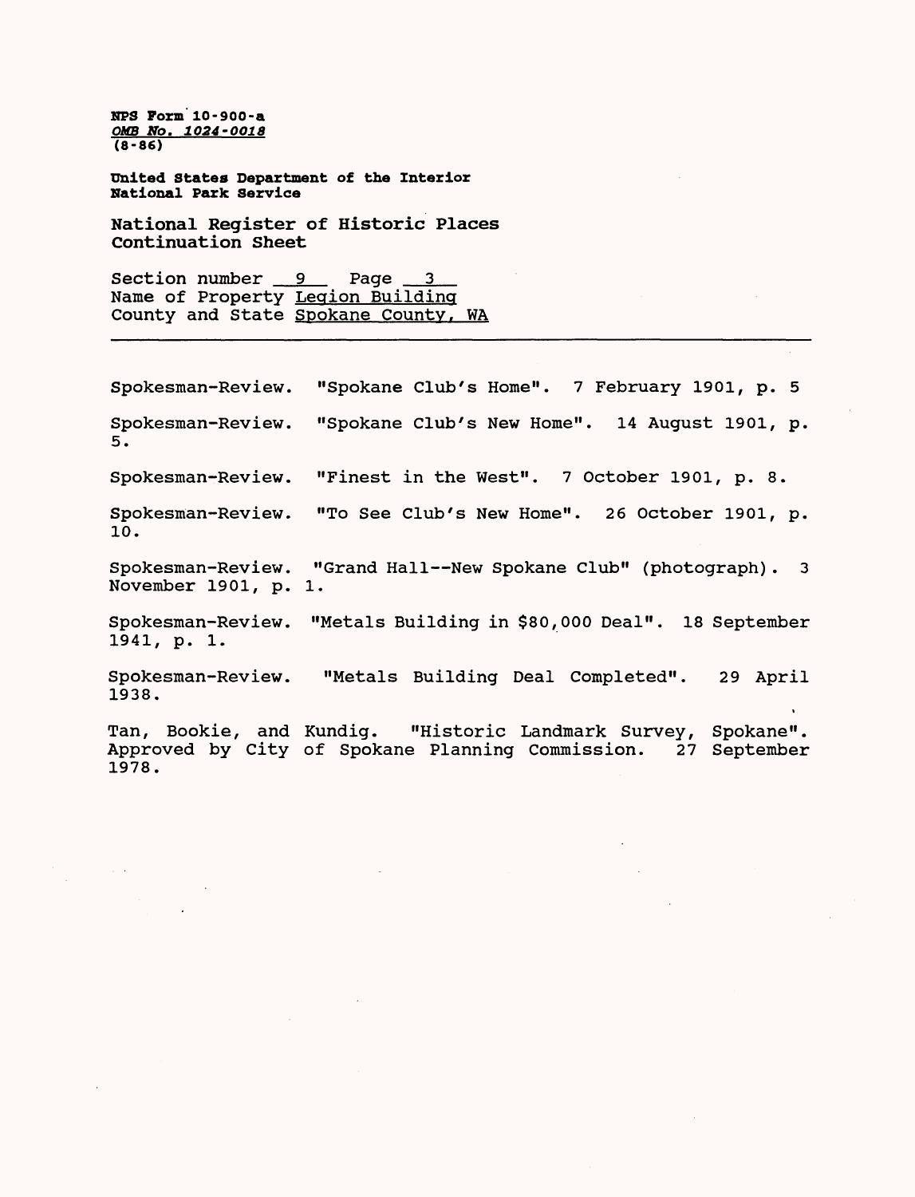NPS Form 10-900-a
OMB No. 1024-0018
(8-86)

United States Department of the Interior
National Park Service

National Register of Historic Places
Continuation Sheet

Section number 9 Page 3
Name of Property Legion Building
County and State Spokane County, WA

Spokesman-Review. "Spokane Club's Home". 7 February 1901, p. 5

Spokesman-Review. "Spokane Club's New Home". 14 August 1901, p. 5.

Spokesman-Review. "Finest in the West". 7 October 1901, p. 8.

Spokesman-Review. "To See Club's New Home". 26 October 1901, p. 10.

Spokesman-Review. "Grand Hall--New Spokane Club" (photograph). 3 November 1901, p. 1.

Spokesman-Review. "Metals Building in $80,000 Deal". 18 September 1941, p. 1.

Spokesman-Review. "Metals Building Deal Completed". 29 April 1938.

Tan, Bookie, and Kundig. "Historic Landmark Survey, Spokane". Approved by City of Spokane Planning Commission. 27 September 1978.